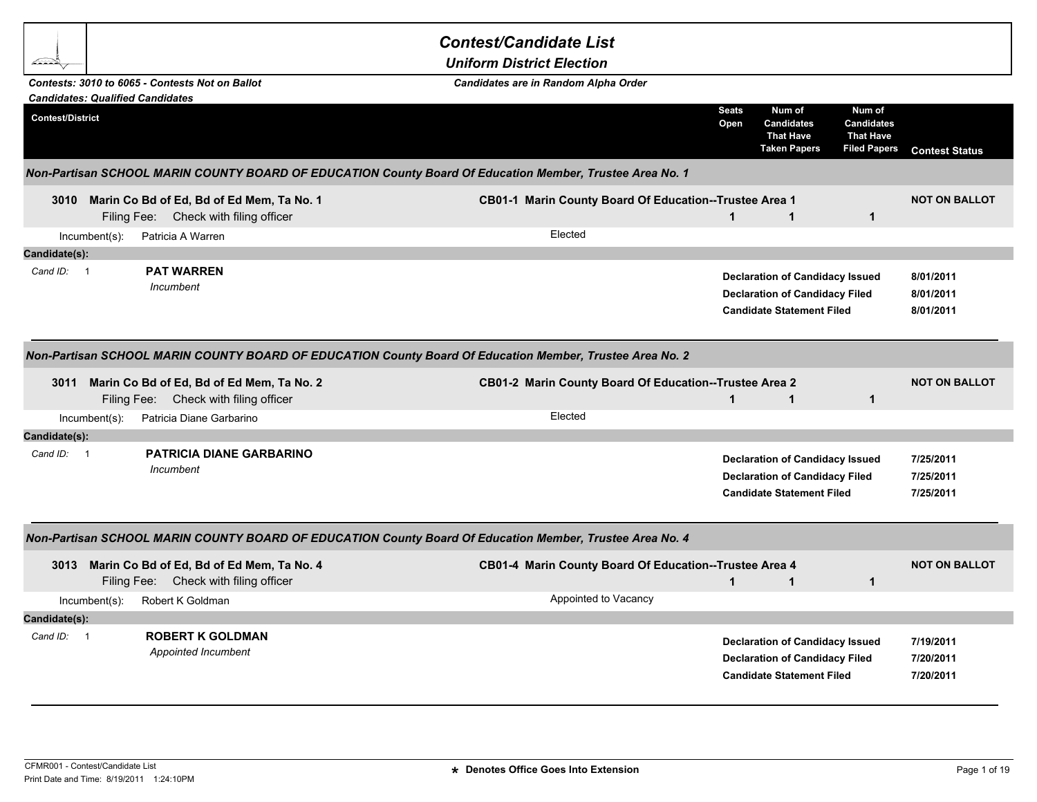# Contest/Candidate List

## Uniform District Election

*Contests: 3010 to 6065 - Contests Not on Ballot*
*Candidates: Qualified Candidates*

*Candidates are in Random Alpha Order*

| Contest/District | | Seats Open | Num of Candidates That Have Taken Papers | Num of Candidates That Have Filed Papers | Contest Status |
|---|---|---|---|---|---|

### *Non-Partisan SCHOOL MARIN COUNTY BOARD OF EDUCATION County Board Of Education Member, Trustee Area No. 1*

| Contest/District | | Seats Open | Num of Candidates That Have Taken Papers | Num of Candidates That Have Filed Papers | Contest Status |
|---|---|---|---|---|---|
| **3010 Marin Co Bd of Ed, Bd of Ed Mem, Ta No. 1** Filing Fee: Check with filing officer | **CB01-1 Marin County Board Of Education--Trustee Area 1** | 1 | 1 | 1 | **NOT ON BALLOT** |
| Incumbent(s): Patricia A Warren | Elected | | | | |

**Candidate(s):**

Cand ID: 1 — **PAT WARREN** *Incumbent*

| | |
|---|---|
| **Declaration of Candidacy Issued** | **8/01/2011** |
| **Declaration of Candidacy Filed** | **8/01/2011** |
| **Candidate Statement Filed** | **8/01/2011** |

### *Non-Partisan SCHOOL MARIN COUNTY BOARD OF EDUCATION County Board Of Education Member, Trustee Area No. 2*

| Contest/District | | Seats Open | Num of Candidates That Have Taken Papers | Num of Candidates That Have Filed Papers | Contest Status |
|---|---|---|---|---|---|
| **3011 Marin Co Bd of Ed, Bd of Ed Mem, Ta No. 2** Filing Fee: Check with filing officer | **CB01-2 Marin County Board Of Education--Trustee Area 2** | 1 | 1 | 1 | **NOT ON BALLOT** |
| Incumbent(s): Patricia Diane Garbarino | Elected | | | | |

**Candidate(s):**

Cand ID: 1 — **PATRICIA DIANE GARBARINO** *Incumbent*

| | |
|---|---|
| **Declaration of Candidacy Issued** | **7/25/2011** |
| **Declaration of Candidacy Filed** | **7/25/2011** |
| **Candidate Statement Filed** | **7/25/2011** |

### *Non-Partisan SCHOOL MARIN COUNTY BOARD OF EDUCATION County Board Of Education Member, Trustee Area No. 4*

| Contest/District | | Seats Open | Num of Candidates That Have Taken Papers | Num of Candidates That Have Filed Papers | Contest Status |
|---|---|---|---|---|---|
| **3013 Marin Co Bd of Ed, Bd of Ed Mem, Ta No. 4** Filing Fee: Check with filing officer | **CB01-4 Marin County Board Of Education--Trustee Area 4** | 1 | 1 | 1 | **NOT ON BALLOT** |
| Incumbent(s): Robert K Goldman | Appointed to Vacancy | | | | |

**Candidate(s):**

Cand ID: 1 — **ROBERT K GOLDMAN** *Appointed Incumbent*

| | |
|---|---|
| **Declaration of Candidacy Issued** | **7/19/2011** |
| **Declaration of Candidacy Filed** | **7/20/2011** |
| **Candidate Statement Filed** | **7/20/2011** |

CFMR001 - Contest/Candidate List
Print Date and Time: 8/19/2011 1:24:10PM

**\* Denotes Office Goes Into Extension**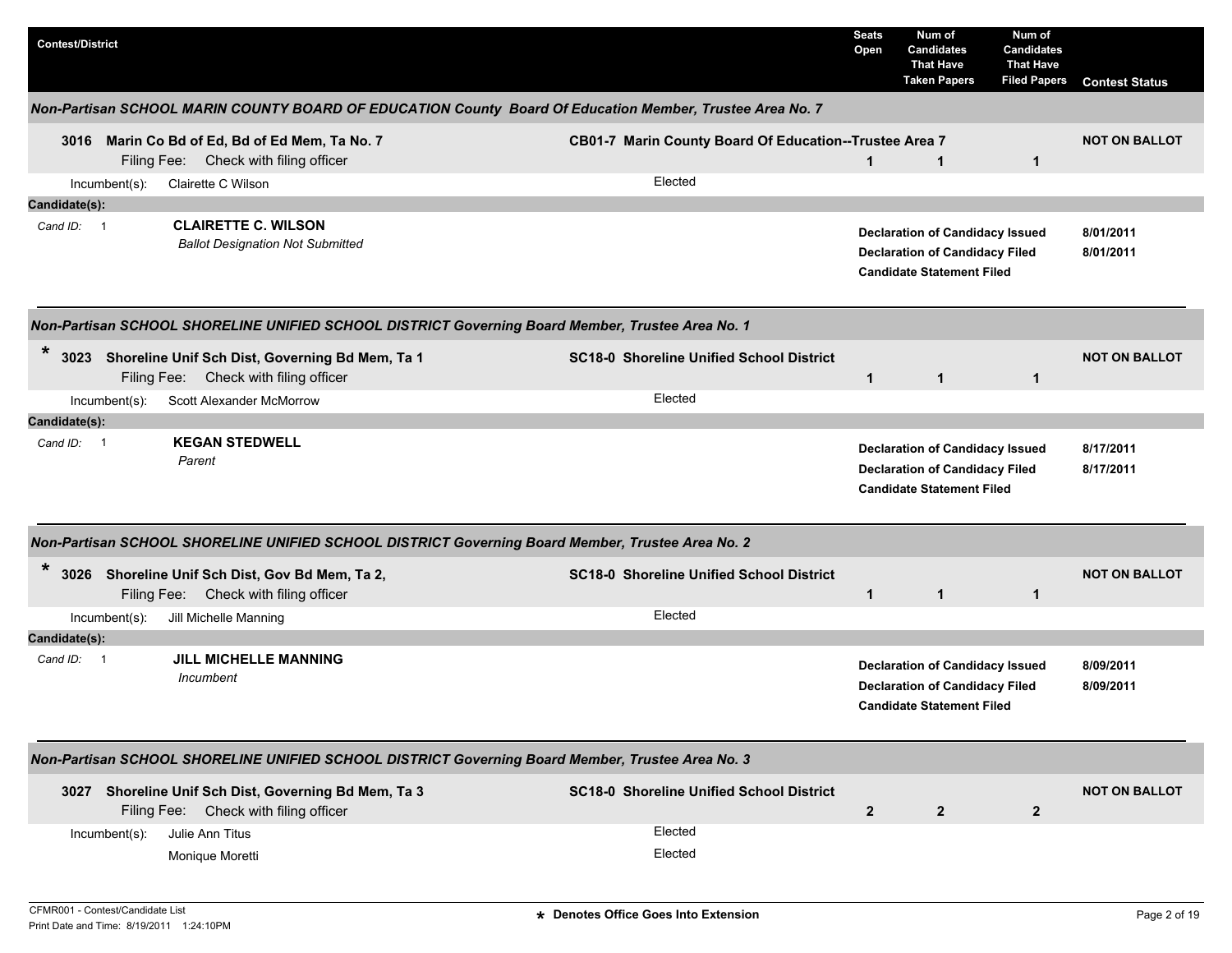| Contest/District | | Seats Open | Num of Candidates That Have Taken Papers | Num of Candidates That Have Filed Papers | Contest Status |
|---|---|---|---|---|---|

### Non-Partisan SCHOOL MARIN COUNTY BOARD OF EDUCATION County Board Of Education Member, Trustee Area No. 7

| | | | | | |
|---|---|---|---|---|---|
| 3016 Marin Co Bd of Ed, Bd of Ed Mem, Ta No. 7<br>Filing Fee: Check with filing officer | CB01-7 Marin County Board Of Education--Trustee Area 7 | 1 | 1 | 1 | NOT ON BALLOT |
| Incumbent(s): Clairette C Wilson | Elected | | | | |

**Candidate(s):**

| Cand ID | Candidate | Status | Date |
|---|---|---|---|
| 1 | **CLAIRETTE C. WILSON**<br>*Ballot Designation Not Submitted* | Declaration of Candidacy Issued | 8/01/2011 |
| | | Declaration of Candidacy Filed | 8/01/2011 |
| | | Candidate Statement Filed | |

### Non-Partisan SCHOOL SHORELINE UNIFIED SCHOOL DISTRICT Governing Board Member, Trustee Area No. 1

| | | | | | |
|---|---|---|---|---|---|
| * 3023 Shoreline Unif Sch Dist, Governing Bd Mem, Ta 1<br>Filing Fee: Check with filing officer | SC18-0 Shoreline Unified School District | 1 | 1 | 1 | NOT ON BALLOT |
| Incumbent(s): Scott Alexander McMorrow | Elected | | | | |

**Candidate(s):**

| Cand ID | Candidate | Status | Date |
|---|---|---|---|
| 1 | **KEGAN STEDWELL**<br>*Parent* | Declaration of Candidacy Issued | 8/17/2011 |
| | | Declaration of Candidacy Filed | 8/17/2011 |
| | | Candidate Statement Filed | |

### Non-Partisan SCHOOL SHORELINE UNIFIED SCHOOL DISTRICT Governing Board Member, Trustee Area No. 2

| | | | | | |
|---|---|---|---|---|---|
| * 3026 Shoreline Unif Sch Dist, Gov Bd Mem, Ta 2,<br>Filing Fee: Check with filing officer | SC18-0 Shoreline Unified School District | 1 | 1 | 1 | NOT ON BALLOT |
| Incumbent(s): Jill Michelle Manning | Elected | | | | |

**Candidate(s):**

| Cand ID | Candidate | Status | Date |
|---|---|---|---|
| 1 | **JILL MICHELLE MANNING**<br>*Incumbent* | Declaration of Candidacy Issued | 8/09/2011 |
| | | Declaration of Candidacy Filed | 8/09/2011 |
| | | Candidate Statement Filed | |

### Non-Partisan SCHOOL SHORELINE UNIFIED SCHOOL DISTRICT Governing Board Member, Trustee Area No. 3

| | | | | | |
|---|---|---|---|---|---|
| 3027 Shoreline Unif Sch Dist, Governing Bd Mem, Ta 3<br>Filing Fee: Check with filing officer | SC18-0 Shoreline Unified School District | 2 | 2 | 2 | NOT ON BALLOT |
| Incumbent(s): Julie Ann Titus | Elected | | | | |
| Monique Moretti | Elected | | | | |

CFMR001 - Contest/Candidate List
Print Date and Time: 8/19/2011 1:24:10PM

* Denotes Office Goes Into Extension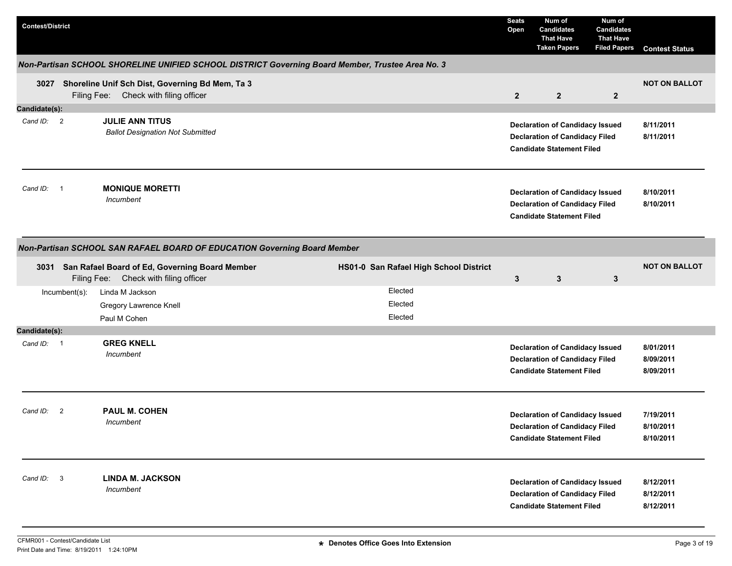| Contest/District | Seats Open | Num of Candidates That Have Taken Papers | Num of Candidates That Have Filed Papers | Contest Status |
|---|---|---|---|---|

### *Non-Partisan SCHOOL SHORELINE UNIFIED SCHOOL DISTRICT Governing Board Member, Trustee Area No. 3*

| Contest/District | Seats Open | Num of Candidates That Have Taken Papers | Num of Candidates That Have Filed Papers | Contest Status |
|---|---|---|---|---|
| **3027 Shoreline Unif Sch Dist, Governing Bd Mem, Ta 3** Filing Fee: Check with filing officer | **2** | **2** | **2** | **NOT ON BALLOT** |

**Candidate(s):**

| Cand ID | Candidate | Status | Date |
|---|---|---|---|
| 2 | **JULIE ANN TITUS** *Ballot Designation Not Submitted* | **Declaration of Candidacy Issued** | **8/11/2011** |
| | | **Declaration of Candidacy Filed** | **8/11/2011** |
| | | **Candidate Statement Filed** | |
| 1 | **MONIQUE MORETTI** *Incumbent* | **Declaration of Candidacy Issued** | **8/10/2011** |
| | | **Declaration of Candidacy Filed** | **8/10/2011** |
| | | **Candidate Statement Filed** | |

### *Non-Partisan SCHOOL SAN RAFAEL BOARD OF EDUCATION Governing Board Member*

| Contest/District | District | Seats Open | Num of Candidates That Have Taken Papers | Num of Candidates That Have Filed Papers | Contest Status |
|---|---|---|---|---|---|
| **3031 San Rafael Board of Ed, Governing Board Member** Filing Fee: Check with filing officer | **HS01-0 San Rafael High School District** | **3** | **3** | **3** | **NOT ON BALLOT** |

| Incumbent(s) | |
|---|---|
| Linda M Jackson | Elected |
| Gregory Lawrence Knell | Elected |
| Paul M Cohen | Elected |

**Candidate(s):**

| Cand ID | Candidate | Status | Date |
|---|---|---|---|
| 1 | **GREG KNELL** *Incumbent* | **Declaration of Candidacy Issued** | **8/01/2011** |
| | | **Declaration of Candidacy Filed** | **8/09/2011** |
| | | **Candidate Statement Filed** | **8/09/2011** |
| 2 | **PAUL M. COHEN** *Incumbent* | **Declaration of Candidacy Issued** | **7/19/2011** |
| | | **Declaration of Candidacy Filed** | **8/10/2011** |
| | | **Candidate Statement Filed** | **8/10/2011** |
| 3 | **LINDA M. JACKSON** *Incumbent* | **Declaration of Candidacy Issued** | **8/12/2011** |
| | | **Declaration of Candidacy Filed** | **8/12/2011** |
| | | **Candidate Statement Filed** | **8/12/2011** |

CFMR001 - Contest/Candidate List
Print Date and Time: 8/19/2011 1:24:10PM

**\* Denotes Office Goes Into Extension**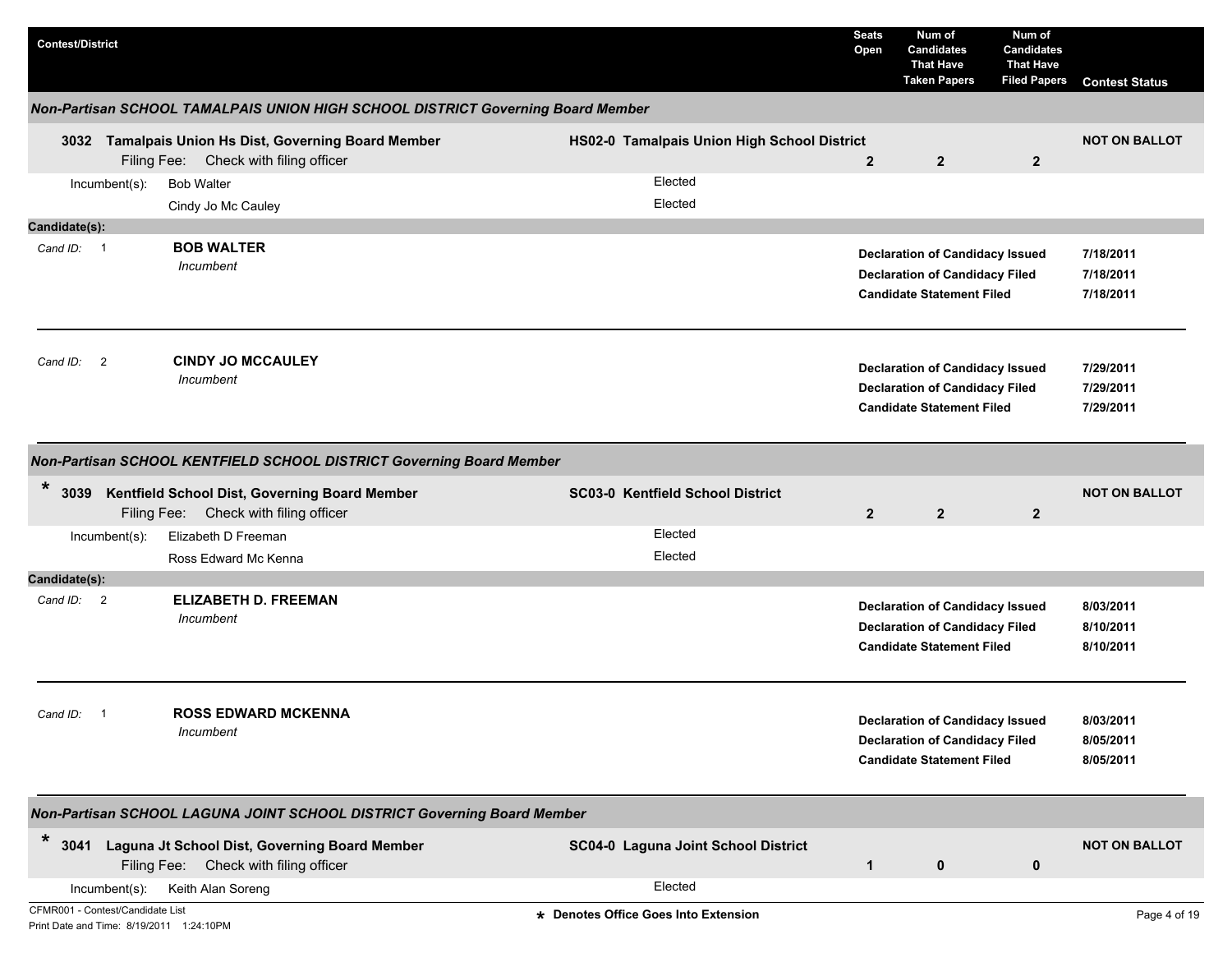| Contest/District | | Seats Open | Num of Candidates That Have Taken Papers | Num of Candidates That Have Filed Papers | Contest Status |
|---|---|---|---|---|---|

## Non-Partisan SCHOOL TAMALPAIS UNION HIGH SCHOOL DISTRICT Governing Board Member

| Contest/District | | Seats Open | Num of Candidates That Have Taken Papers | Num of Candidates That Have Filed Papers | Contest Status |
|---|---|---|---|---|---|
| **3032 Tamalpais Union Hs Dist, Governing Board Member** Filing Fee: Check with filing officer | **HS02-0 Tamalpais Union High School District** | **2** | **2** | **2** | **NOT ON BALLOT** |

Incumbent(s):
- Bob Walter — Elected
- Cindy Jo Mc Cauley — Elected

**Candidate(s):**

*Cand ID:* 1 — **BOB WALTER**
*Incumbent*

| | |
|---|---|
| **Declaration of Candidacy Issued** | **7/18/2011** |
| **Declaration of Candidacy Filed** | **7/18/2011** |
| **Candidate Statement Filed** | **7/18/2011** |

*Cand ID:* 2 — **CINDY JO MCCAULEY**
*Incumbent*

| | |
|---|---|
| **Declaration of Candidacy Issued** | **7/29/2011** |
| **Declaration of Candidacy Filed** | **7/29/2011** |
| **Candidate Statement Filed** | **7/29/2011** |

## Non-Partisan SCHOOL KENTFIELD SCHOOL DISTRICT Governing Board Member

| Contest/District | | Seats Open | Num of Candidates That Have Taken Papers | Num of Candidates That Have Filed Papers | Contest Status |
|---|---|---|---|---|---|
| * **3039 Kentfield School Dist, Governing Board Member** Filing Fee: Check with filing officer | **SC03-0 Kentfield School District** | **2** | **2** | **2** | **NOT ON BALLOT** |

Incumbent(s):
- Elizabeth D Freeman — Elected
- Ross Edward Mc Kenna — Elected

**Candidate(s):**

*Cand ID:* 2 — **ELIZABETH D. FREEMAN**
*Incumbent*

| | |
|---|---|
| **Declaration of Candidacy Issued** | **8/03/2011** |
| **Declaration of Candidacy Filed** | **8/10/2011** |
| **Candidate Statement Filed** | **8/10/2011** |

*Cand ID:* 1 — **ROSS EDWARD MCKENNA**
*Incumbent*

| | |
|---|---|
| **Declaration of Candidacy Issued** | **8/03/2011** |
| **Declaration of Candidacy Filed** | **8/05/2011** |
| **Candidate Statement Filed** | **8/05/2011** |

## Non-Partisan SCHOOL LAGUNA JOINT SCHOOL DISTRICT Governing Board Member

| Contest/District | | Seats Open | Num of Candidates That Have Taken Papers | Num of Candidates That Have Filed Papers | Contest Status |
|---|---|---|---|---|---|
| * **3041 Laguna Jt School Dist, Governing Board Member** Filing Fee: Check with filing officer | **SC04-0 Laguna Joint School District** | **1** | **0** | **0** | **NOT ON BALLOT** |

Incumbent(s):
- Keith Alan Soreng — Elected

CFMR001 - Contest/Candidate List
Print Date and Time: 8/19/2011 1:24:10PM

* Denotes Office Goes Into Extension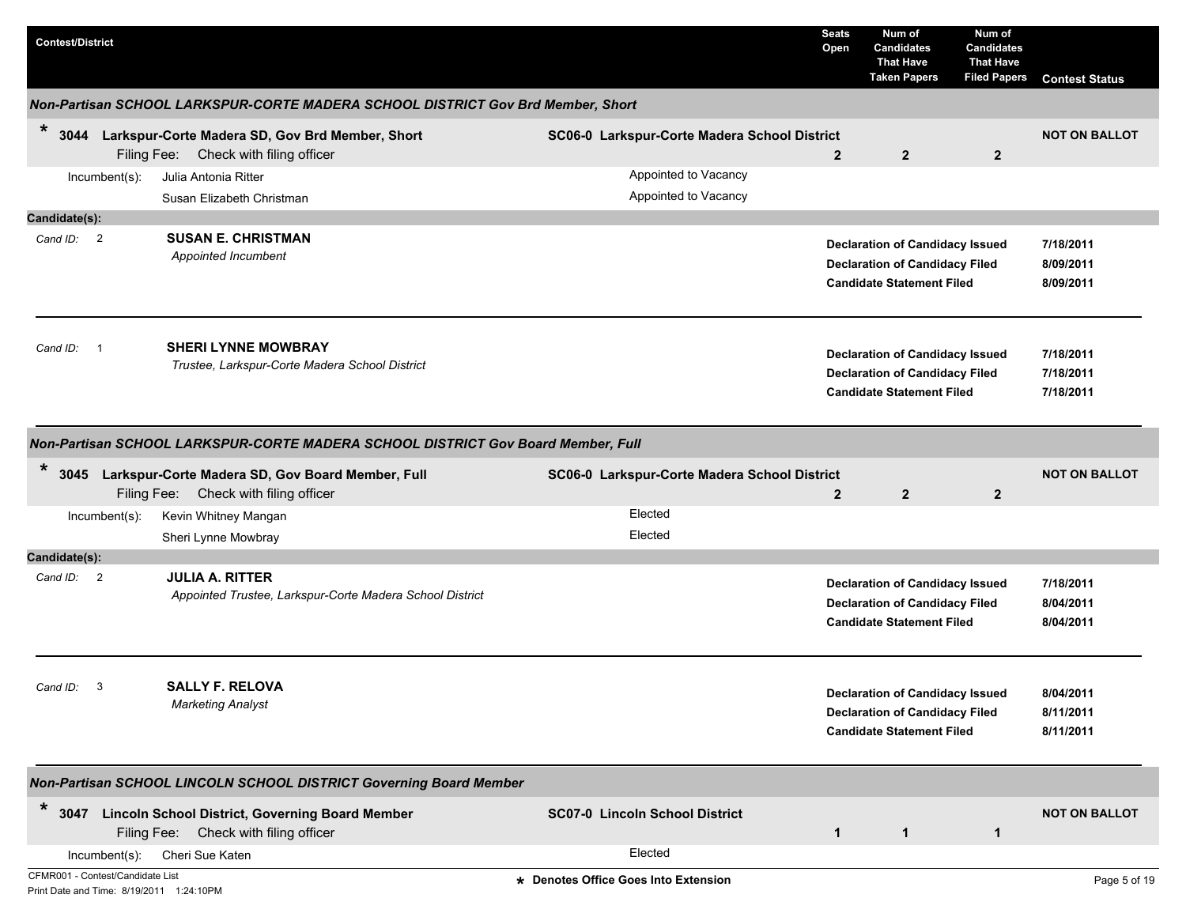| Contest/District | | Seats Open | Num of Candidates That Have Taken Papers | Num of Candidates That Have Filed Papers | Contest Status |
|---|---|---|---|---|---|

### Non-Partisan SCHOOL LARKSPUR-CORTE MADERA SCHOOL DISTRICT Gov Brd Member, Short

| | | Seats Open | Taken Papers | Filed Papers | Contest Status |
|---|---|---|---|---|---|
| * 3044 Larkspur-Corte Madera SD, Gov Brd Member, Short<br>Filing Fee: Check with filing officer | SC06-0 Larkspur-Corte Madera School District | 2 | 2 | 2 | NOT ON BALLOT |

Incumbent(s):

| Incumbent | Status |
|---|---|
| Julia Antonia Ritter | Appointed to Vacancy |
| Susan Elizabeth Christman | Appointed to Vacancy |

**Candidate(s):**

*Cand ID:* 2 — **SUSAN E. CHRISTMAN**
*Appointed Incumbent*

| | |
|---|---|
| **Declaration of Candidacy Issued** | **7/18/2011** |
| **Declaration of Candidacy Filed** | **8/09/2011** |
| **Candidate Statement Filed** | **8/09/2011** |

*Cand ID:* 1 — **SHERI LYNNE MOWBRAY**
*Trustee, Larkspur-Corte Madera School District*

| | |
|---|---|
| **Declaration of Candidacy Issued** | **7/18/2011** |
| **Declaration of Candidacy Filed** | **7/18/2011** |
| **Candidate Statement Filed** | **7/18/2011** |

### Non-Partisan SCHOOL LARKSPUR-CORTE MADERA SCHOOL DISTRICT Gov Board Member, Full

| | | Seats Open | Taken Papers | Filed Papers | Contest Status |
|---|---|---|---|---|---|
| * 3045 Larkspur-Corte Madera SD, Gov Board Member, Full<br>Filing Fee: Check with filing officer | SC06-0 Larkspur-Corte Madera School District | 2 | 2 | 2 | NOT ON BALLOT |

Incumbent(s):

| Incumbent | Status |
|---|---|
| Kevin Whitney Mangan | Elected |
| Sheri Lynne Mowbray | Elected |

**Candidate(s):**

*Cand ID:* 2 — **JULIA A. RITTER**
*Appointed Trustee, Larkspur-Corte Madera School District*

| | |
|---|---|
| **Declaration of Candidacy Issued** | **7/18/2011** |
| **Declaration of Candidacy Filed** | **8/04/2011** |
| **Candidate Statement Filed** | **8/04/2011** |

*Cand ID:* 3 — **SALLY F. RELOVA**
*Marketing Analyst*

| | |
|---|---|
| **Declaration of Candidacy Issued** | **8/04/2011** |
| **Declaration of Candidacy Filed** | **8/11/2011** |
| **Candidate Statement Filed** | **8/11/2011** |

### Non-Partisan SCHOOL LINCOLN SCHOOL DISTRICT Governing Board Member

| | | Seats Open | Taken Papers | Filed Papers | Contest Status |
|---|---|---|---|---|---|
| * 3047 Lincoln School District, Governing Board Member<br>Filing Fee: Check with filing officer | SC07-0 Lincoln School District | 1 | 1 | 1 | NOT ON BALLOT |

Incumbent(s):

| Incumbent | Status |
|---|---|
| Cheri Sue Katen | Elected |

CFMR001 - Contest/Candidate List
Print Date and Time: 8/19/2011 1:24:10PM

★ Denotes Office Goes Into Extension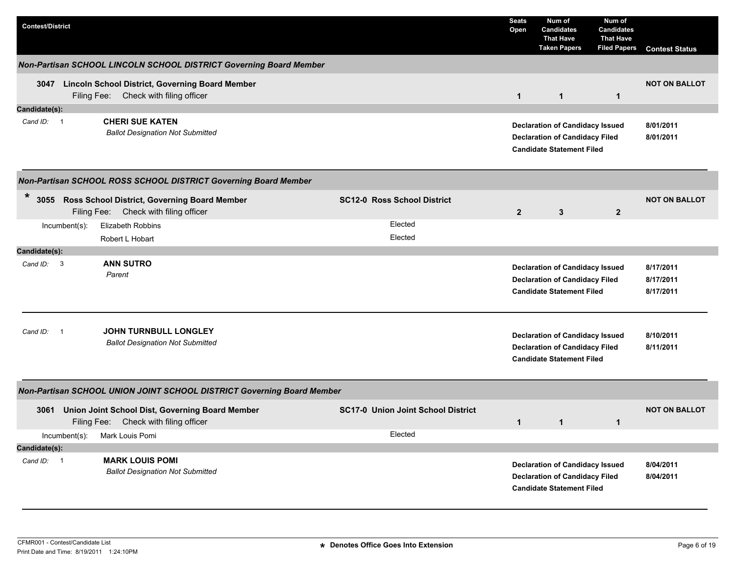| Contest/District | | Seats Open | Num of Candidates That Have Taken Papers | Num of Candidates That Have Filed Papers | Contest Status |
|---|---|---|---|---|---|

## Non-Partisan SCHOOL LINCOLN SCHOOL DISTRICT Governing Board Member

**3047 Lincoln School District, Governing Board Member**
Filing Fee: Check with filing officer

| Seats Open | Num of Candidates That Have Taken Papers | Num of Candidates That Have Filed Papers | Contest Status |
|---|---|---|---|
| 1 | 1 | 1 | NOT ON BALLOT |

**Candidate(s):**

*Cand ID:* 1 — **CHERI SUE KATEN**
*Ballot Designation Not Submitted*

| | |
|---|---|
| **Declaration of Candidacy Issued** | 8/01/2011 |
| **Declaration of Candidacy Filed** | 8/01/2011 |
| **Candidate Statement Filed** | |

## Non-Partisan SCHOOL ROSS SCHOOL DISTRICT Governing Board Member

\* **3055 Ross School District, Governing Board Member** — **SC12-0 Ross School District**
Filing Fee: Check with filing officer

| Seats Open | Num of Candidates That Have Taken Papers | Num of Candidates That Have Filed Papers | Contest Status |
|---|---|---|---|
| 2 | 3 | 2 | NOT ON BALLOT |

Incumbent(s):

| | |
|---|---|
| Elizabeth Robbins | Elected |
| Robert L Hobart | Elected |

**Candidate(s):**

*Cand ID:* 3 — **ANN SUTRO**
*Parent*

| | |
|---|---|
| **Declaration of Candidacy Issued** | 8/17/2011 |
| **Declaration of Candidacy Filed** | 8/17/2011 |
| **Candidate Statement Filed** | 8/17/2011 |

*Cand ID:* 1 — **JOHN TURNBULL LONGLEY**
*Ballot Designation Not Submitted*

| | |
|---|---|
| **Declaration of Candidacy Issued** | 8/10/2011 |
| **Declaration of Candidacy Filed** | 8/11/2011 |
| **Candidate Statement Filed** | |

## Non-Partisan SCHOOL UNION JOINT SCHOOL DISTRICT Governing Board Member

**3061 Union Joint School Dist, Governing Board Member** — **SC17-0 Union Joint School District**
Filing Fee: Check with filing officer

| Seats Open | Num of Candidates That Have Taken Papers | Num of Candidates That Have Filed Papers | Contest Status |
|---|---|---|---|
| 1 | 1 | 1 | NOT ON BALLOT |

Incumbent(s):

| | |
|---|---|
| Mark Louis Pomi | Elected |

**Candidate(s):**

*Cand ID:* 1 — **MARK LOUIS POMI**
*Ballot Designation Not Submitted*

| | |
|---|---|
| **Declaration of Candidacy Issued** | 8/04/2011 |
| **Declaration of Candidacy Filed** | 8/04/2011 |
| **Candidate Statement Filed** | |

\* Denotes Office Goes Into Extension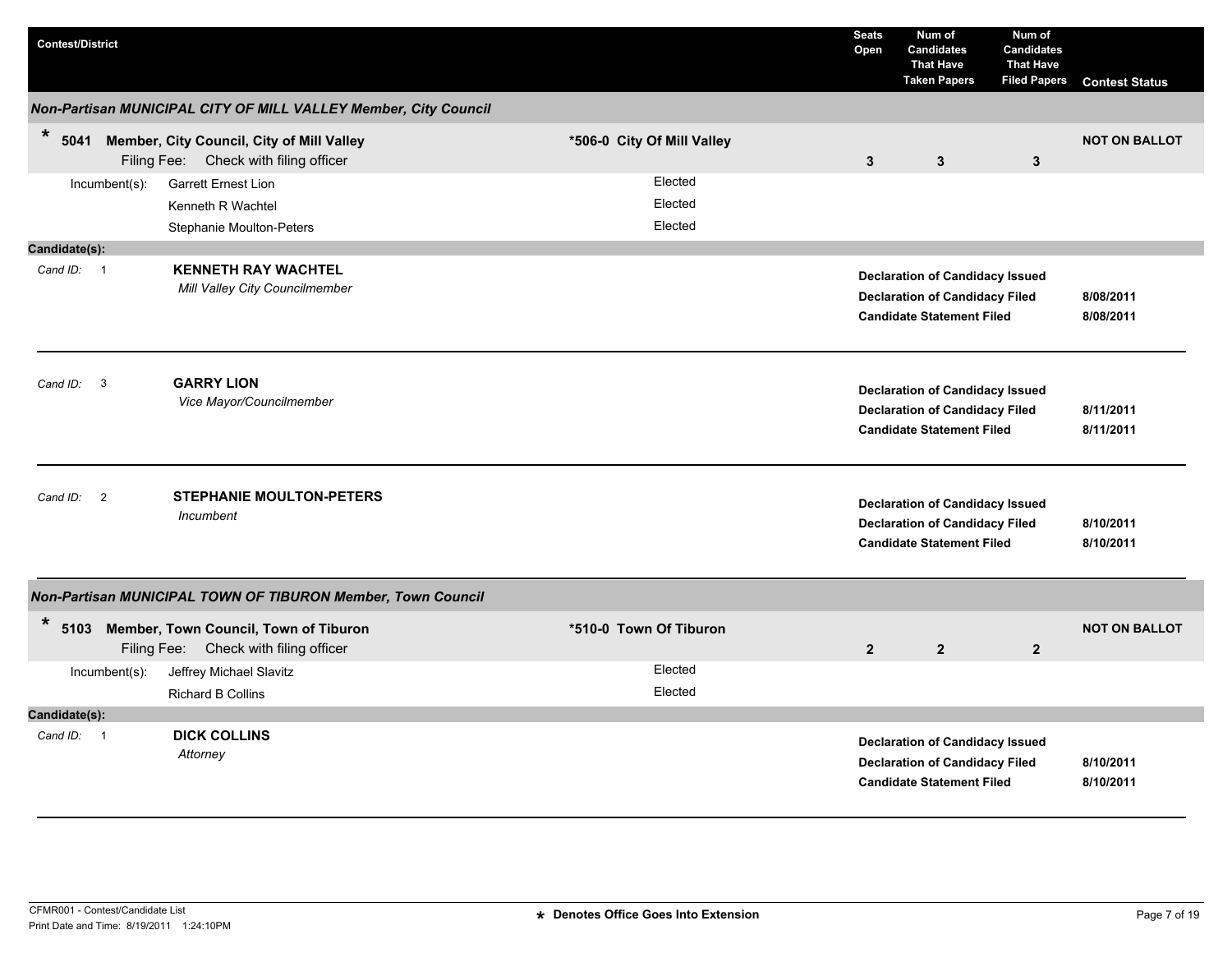| Contest/District | | Seats Open | Num of Candidates That Have Taken Papers | Num of Candidates That Have Filed Papers | Contest Status |
|---|---|---|---|---|---|

## Non-Partisan MUNICIPAL CITY OF MILL VALLEY Member, City Council

**\* 5041 Member, City Council, City of Mill Valley** — **\*506-0 City Of Mill Valley**

Filing Fee: Check with filing officer

| Seats Open | Num of Candidates That Have Taken Papers | Num of Candidates That Have Filed Papers | Contest Status |
|---|---|---|---|
| 3 | 3 | 3 | NOT ON BALLOT |

| Incumbent(s): | |
|---|---|
| Garrett Ernest Lion | Elected |
| Kenneth R Wachtel | Elected |
| Stephanie Moulton-Peters | Elected |

**Candidate(s):**

Cand ID: 1 — **KENNETH RAY WACHTEL**
*Mill Valley City Councilmember*

| | |
|---|---|
| **Declaration of Candidacy Issued** | |
| **Declaration of Candidacy Filed** | 8/08/2011 |
| **Candidate Statement Filed** | 8/08/2011 |

---

Cand ID: 3 — **GARRY LION**
*Vice Mayor/Councilmember*

| | |
|---|---|
| **Declaration of Candidacy Issued** | |
| **Declaration of Candidacy Filed** | 8/11/2011 |
| **Candidate Statement Filed** | 8/11/2011 |

---

Cand ID: 2 — **STEPHANIE MOULTON-PETERS**
*Incumbent*

| | |
|---|---|
| **Declaration of Candidacy Issued** | |
| **Declaration of Candidacy Filed** | 8/10/2011 |
| **Candidate Statement Filed** | 8/10/2011 |

---

## Non-Partisan MUNICIPAL TOWN OF TIBURON Member, Town Council

**\* 5103 Member, Town Council, Town of Tiburon** — **\*510-0 Town Of Tiburon**

Filing Fee: Check with filing officer

| Seats Open | Num of Candidates That Have Taken Papers | Num of Candidates That Have Filed Papers | Contest Status |
|---|---|---|---|
| 2 | 2 | 2 | NOT ON BALLOT |

| Incumbent(s): | |
|---|---|
| Jeffrey Michael Slavitz | Elected |
| Richard B Collins | Elected |

**Candidate(s):**

Cand ID: 1 — **DICK COLLINS**
*Attorney*

| | |
|---|---|
| **Declaration of Candidacy Issued** | |
| **Declaration of Candidacy Filed** | 8/10/2011 |
| **Candidate Statement Filed** | 8/10/2011 |

---

\* Denotes Office Goes Into Extension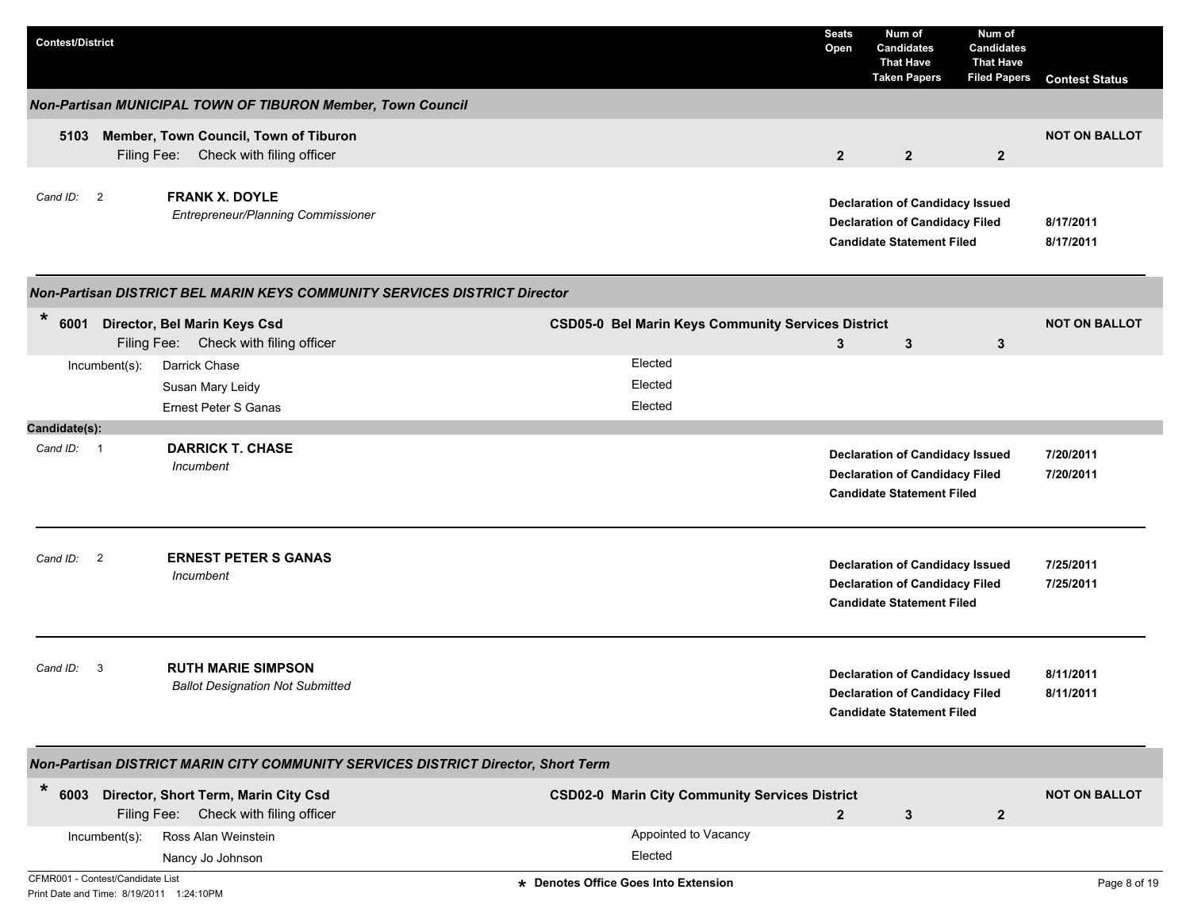| Contest/District | | Seats Open | Num of Candidates That Have Taken Papers | Num of Candidates That Have Filed Papers | Contest Status |
|---|---|---|---|---|---|

## Non-Partisan MUNICIPAL TOWN OF TIBURON Member, Town Council

**5103 Member, Town Council, Town of Tiburon**
Filing Fee: Check with filing officer

| Seats Open | Num of Candidates That Have Taken Papers | Num of Candidates That Have Filed Papers | Contest Status |
|---|---|---|---|
| 2 | 2 | 2 | NOT ON BALLOT |

Cand ID: 2 **FRANK X. DOYLE**
*Entrepreneur/Planning Commissioner*

| | |
|---|---|
| **Declaration of Candidacy Issued** | |
| **Declaration of Candidacy Filed** | 8/17/2011 |
| **Candidate Statement Filed** | 8/17/2011 |

## Non-Partisan DISTRICT BEL MARIN KEYS COMMUNITY SERVICES DISTRICT Director

\* **6001 Director, Bel Marin Keys Csd** — **CSD05-0 Bel Marin Keys Community Services District**
Filing Fee: Check with filing officer

| Seats Open | Num of Candidates That Have Taken Papers | Num of Candidates That Have Filed Papers | Contest Status |
|---|---|---|---|
| 3 | 3 | 3 | NOT ON BALLOT |

| Incumbent(s): | |
|---|---|
| Darrick Chase | Elected |
| Susan Mary Leidy | Elected |
| Ernest Peter S Ganas | Elected |

**Candidate(s):**

Cand ID: 1 **DARRICK T. CHASE**
*Incumbent*

| | |
|---|---|
| **Declaration of Candidacy Issued** | 7/20/2011 |
| **Declaration of Candidacy Filed** | 7/20/2011 |
| **Candidate Statement Filed** | |

Cand ID: 2 **ERNEST PETER S GANAS**
*Incumbent*

| | |
|---|---|
| **Declaration of Candidacy Issued** | 7/25/2011 |
| **Declaration of Candidacy Filed** | 7/25/2011 |
| **Candidate Statement Filed** | |

Cand ID: 3 **RUTH MARIE SIMPSON**
*Ballot Designation Not Submitted*

| | |
|---|---|
| **Declaration of Candidacy Issued** | 8/11/2011 |
| **Declaration of Candidacy Filed** | 8/11/2011 |
| **Candidate Statement Filed** | |

## Non-Partisan DISTRICT MARIN CITY COMMUNITY SERVICES DISTRICT Director, Short Term

\* **6003 Director, Short Term, Marin City Csd** — **CSD02-0 Marin City Community Services District**
Filing Fee: Check with filing officer

| Seats Open | Num of Candidates That Have Taken Papers | Num of Candidates That Have Filed Papers | Contest Status |
|---|---|---|---|
| 2 | 3 | 2 | NOT ON BALLOT |

| Incumbent(s): | |
|---|---|
| Ross Alan Weinstein | Appointed to Vacancy |
| Nancy Jo Johnson | Elected |

CFMR001 - Contest/Candidate List
Print Date and Time: 8/19/2011 1:24:10PM

\* Denotes Office Goes Into Extension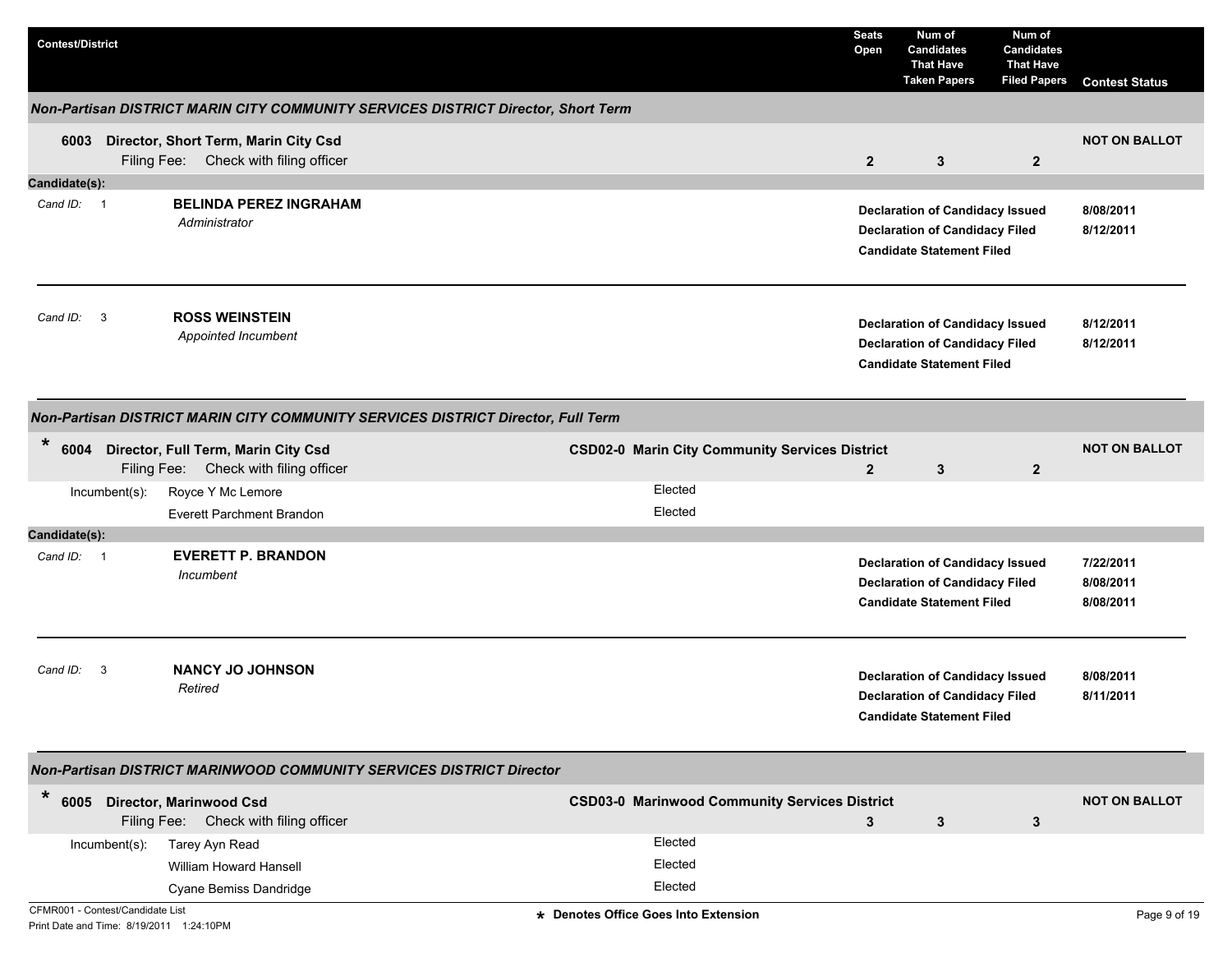| Contest/District | | Seats Open | Num of Candidates That Have Taken Papers | Num of Candidates That Have Filed Papers | Contest Status |
|---|---|---|---|---|---|

## *Non-Partisan DISTRICT MARIN CITY COMMUNITY SERVICES DISTRICT Director, Short Term*

| | | Seats Open | Taken Papers | Filed Papers | Contest Status |
|---|---|---|---|---|---|
| **6003 Director, Short Term, Marin City Csd** Filing Fee: Check with filing officer | | **2** | **3** | **2** | **NOT ON BALLOT** |

**Candidate(s):**

| Cand ID | Candidate | Status | Date |
|---|---|---|---|
| 1 | **BELINDA PEREZ INGRAHAM** *Administrator* | **Declaration of Candidacy Issued** | **8/08/2011** |
| | | **Declaration of Candidacy Filed** | **8/12/2011** |
| | | **Candidate Statement Filed** | |
| 3 | **ROSS WEINSTEIN** *Appointed Incumbent* | **Declaration of Candidacy Issued** | **8/12/2011** |
| | | **Declaration of Candidacy Filed** | **8/12/2011** |
| | | **Candidate Statement Filed** | |

## *Non-Partisan DISTRICT MARIN CITY COMMUNITY SERVICES DISTRICT Director, Full Term*

| | District | Seats Open | Taken Papers | Filed Papers | Contest Status |
|---|---|---|---|---|---|
| * **6004 Director, Full Term, Marin City Csd** Filing Fee: Check with filing officer | **CSD02-0 Marin City Community Services District** | **2** | **3** | **2** | **NOT ON BALLOT** |

Incumbent(s):

| Incumbent | Status |
|---|---|
| Royce Y Mc Lemore | Elected |
| Everett Parchment Brandon | Elected |

**Candidate(s):**

| Cand ID | Candidate | Status | Date |
|---|---|---|---|
| 1 | **EVERETT P. BRANDON** *Incumbent* | **Declaration of Candidacy Issued** | **7/22/2011** |
| | | **Declaration of Candidacy Filed** | **8/08/2011** |
| | | **Candidate Statement Filed** | **8/08/2011** |
| 3 | **NANCY JO JOHNSON** *Retired* | **Declaration of Candidacy Issued** | **8/08/2011** |
| | | **Declaration of Candidacy Filed** | **8/11/2011** |
| | | **Candidate Statement Filed** | |

## *Non-Partisan DISTRICT MARINWOOD COMMUNITY SERVICES DISTRICT Director*

| | District | Seats Open | Taken Papers | Filed Papers | Contest Status |
|---|---|---|---|---|---|
| * **6005 Director, Marinwood Csd** Filing Fee: Check with filing officer | **CSD03-0 Marinwood Community Services District** | **3** | **3** | **3** | **NOT ON BALLOT** |

Incumbent(s):

| Incumbent | Status |
|---|---|
| Tarey Ayn Read | Elected |
| William Howard Hansell | Elected |
| Cyane Bemiss Dandridge | Elected |

CFMR001 - Contest/Candidate List
Print Date and Time: 8/19/2011 1:24:10PM

* Denotes Office Goes Into Extension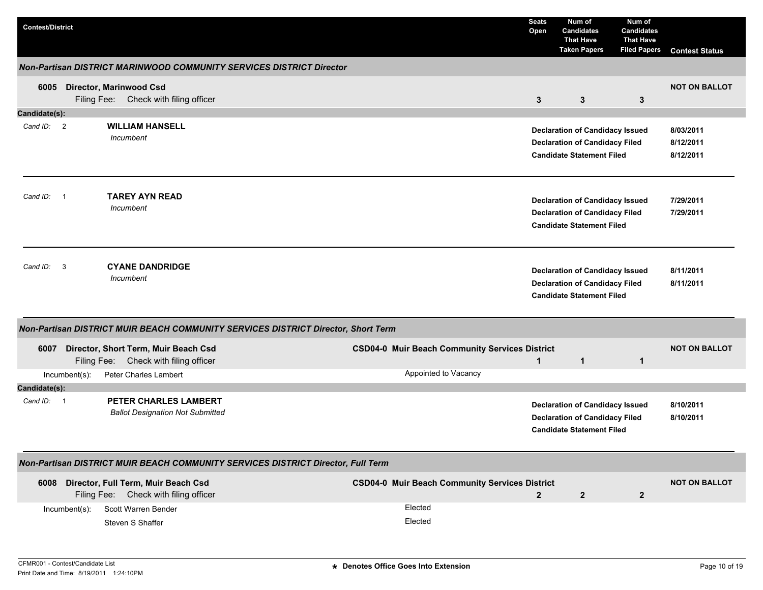| Contest/District | Seats Open | Num of Candidates That Have Taken Papers | Num of Candidates That Have Filed Papers | Contest Status |
|---|---|---|---|---|

### *Non-Partisan DISTRICT MARINWOOD COMMUNITY SERVICES DISTRICT Director*

**6005 Director, Marinwood Csd**
Filing Fee: Check with filing officer

| Seats Open | Num of Candidates That Have Taken Papers | Num of Candidates That Have Filed Papers | Contest Status |
|---|---|---|---|
| 3 | 3 | 3 | NOT ON BALLOT |

**Candidate(s):**

*Cand ID:* 2 — **WILLIAM HANSELL**
*Incumbent*

| Status | Date |
|---|---|
| Declaration of Candidacy Issued | 8/03/2011 |
| Declaration of Candidacy Filed | 8/12/2011 |
| Candidate Statement Filed | 8/12/2011 |

*Cand ID:* 1 — **TAREY AYN READ**
*Incumbent*

| Status | Date |
|---|---|
| Declaration of Candidacy Issued | 7/29/2011 |
| Declaration of Candidacy Filed | 7/29/2011 |
| Candidate Statement Filed | |

*Cand ID:* 3 — **CYANE DANDRIDGE**
*Incumbent*

| Status | Date |
|---|---|
| Declaration of Candidacy Issued | 8/11/2011 |
| Declaration of Candidacy Filed | 8/11/2011 |
| Candidate Statement Filed | |

### *Non-Partisan DISTRICT MUIR BEACH COMMUNITY SERVICES DISTRICT Director, Short Term*

**6007 Director, Short Term, Muir Beach Csd** — **CSD04-0 Muir Beach Community Services District**
Filing Fee: Check with filing officer

| Seats Open | Num of Candidates That Have Taken Papers | Num of Candidates That Have Filed Papers | Contest Status |
|---|---|---|---|
| 1 | 1 | 1 | NOT ON BALLOT |

Incumbent(s): Peter Charles Lambert — Appointed to Vacancy

**Candidate(s):**

*Cand ID:* 1 — **PETER CHARLES LAMBERT**
*Ballot Designation Not Submitted*

| Status | Date |
|---|---|
| Declaration of Candidacy Issued | 8/10/2011 |
| Declaration of Candidacy Filed | 8/10/2011 |
| Candidate Statement Filed | |

### *Non-Partisan DISTRICT MUIR BEACH COMMUNITY SERVICES DISTRICT Director, Full Term*

**6008 Director, Full Term, Muir Beach Csd** — **CSD04-0 Muir Beach Community Services District**
Filing Fee: Check with filing officer

| Seats Open | Num of Candidates That Have Taken Papers | Num of Candidates That Have Filed Papers | Contest Status |
|---|---|---|---|
| 2 | 2 | 2 | NOT ON BALLOT |

Incumbent(s):
- Scott Warren Bender — Elected
- Steven S Shaffer — Elected

CFMR001 - Contest/Candidate List
Print Date and Time: 8/19/2011 1:24:10PM

**\* Denotes Office Goes Into Extension**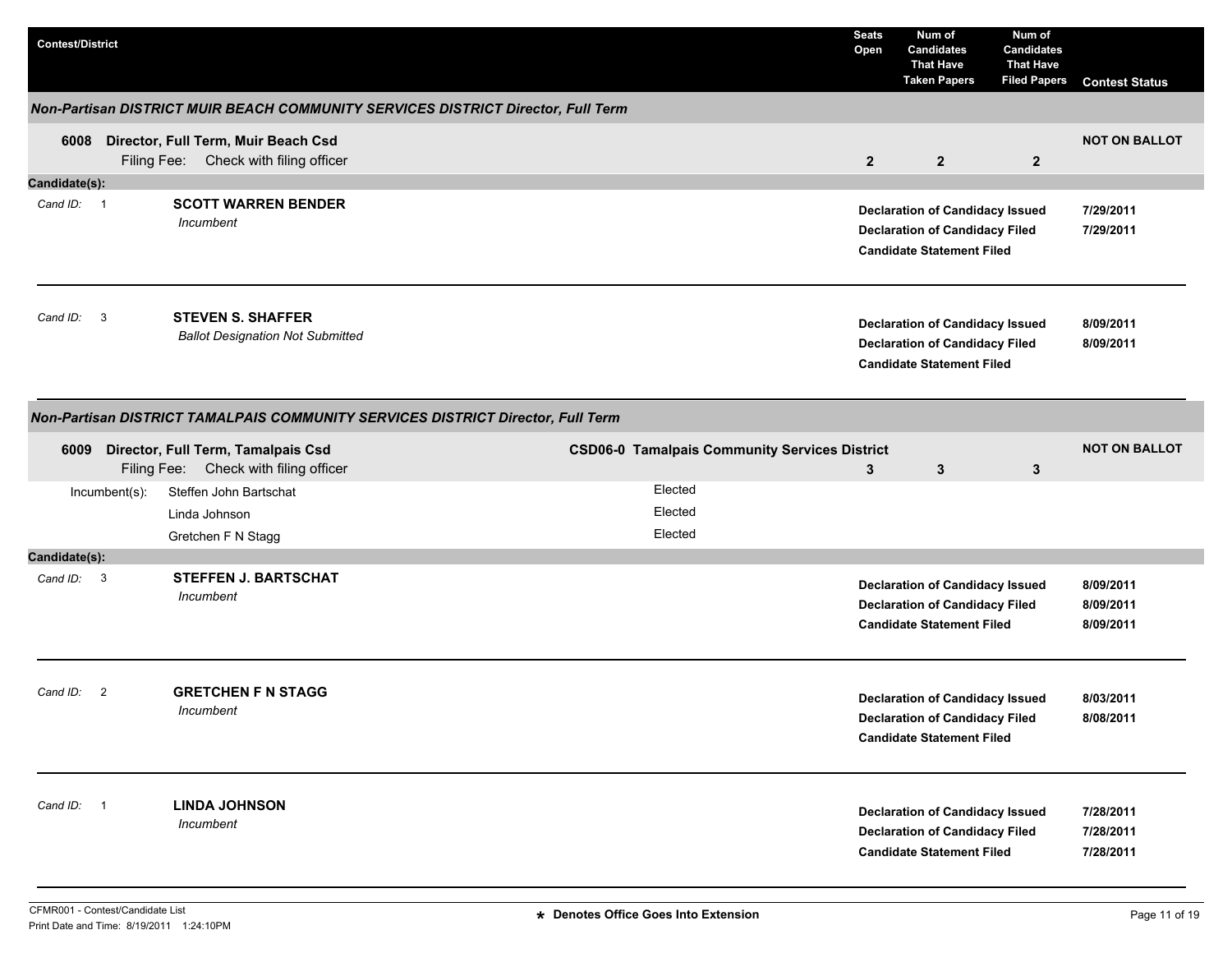| Contest/District | Seats Open | Num of Candidates That Have Taken Papers | Num of Candidates That Have Filed Papers | Contest Status |
|---|---|---|---|---|

### *Non-Partisan DISTRICT MUIR BEACH COMMUNITY SERVICES DISTRICT Director, Full Term*

| Contest/District | Seats Open | Num of Candidates That Have Taken Papers | Num of Candidates That Have Filed Papers | Contest Status |
|---|---|---|---|---|
| **6008 Director, Full Term, Muir Beach Csd** Filing Fee: Check with filing officer | **2** | **2** | **2** | **NOT ON BALLOT** |

**Candidate(s):**

*Cand ID:* 1 — **SCOTT WARREN BENDER**
*Incumbent*

| | |
|---|---|
| **Declaration of Candidacy Issued** | **7/29/2011** |
| **Declaration of Candidacy Filed** | **7/29/2011** |
| **Candidate Statement Filed** | |

*Cand ID:* 3 — **STEVEN S. SHAFFER**
*Ballot Designation Not Submitted*

| | |
|---|---|
| **Declaration of Candidacy Issued** | **8/09/2011** |
| **Declaration of Candidacy Filed** | **8/09/2011** |
| **Candidate Statement Filed** | |

### *Non-Partisan DISTRICT TAMALPAIS COMMUNITY SERVICES DISTRICT Director, Full Term*

| Contest/District | District | Seats Open | Num of Candidates That Have Taken Papers | Num of Candidates That Have Filed Papers | Contest Status |
|---|---|---|---|---|---|
| **6009 Director, Full Term, Tamalpais Csd** Filing Fee: Check with filing officer | **CSD06-0 Tamalpais Community Services District** | **3** | **3** | **3** | **NOT ON BALLOT** |

| Incumbent(s): | |
|---|---|
| Steffen John Bartschat | Elected |
| Linda Johnson | Elected |
| Gretchen F N Stagg | Elected |

**Candidate(s):**

*Cand ID:* 3 — **STEFFEN J. BARTSCHAT**
*Incumbent*

| | |
|---|---|
| **Declaration of Candidacy Issued** | **8/09/2011** |
| **Declaration of Candidacy Filed** | **8/09/2011** |
| **Candidate Statement Filed** | **8/09/2011** |

*Cand ID:* 2 — **GRETCHEN F N STAGG**
*Incumbent*

| | |
|---|---|
| **Declaration of Candidacy Issued** | **8/03/2011** |
| **Declaration of Candidacy Filed** | **8/08/2011** |
| **Candidate Statement Filed** | |

*Cand ID:* 1 — **LINDA JOHNSON**
*Incumbent*

| | |
|---|---|
| **Declaration of Candidacy Issued** | **7/28/2011** |
| **Declaration of Candidacy Filed** | **7/28/2011** |
| **Candidate Statement Filed** | **7/28/2011** |

CFMR001 - Contest/Candidate List
Print Date and Time: 8/19/2011 1:24:10PM

**\* Denotes Office Goes Into Extension**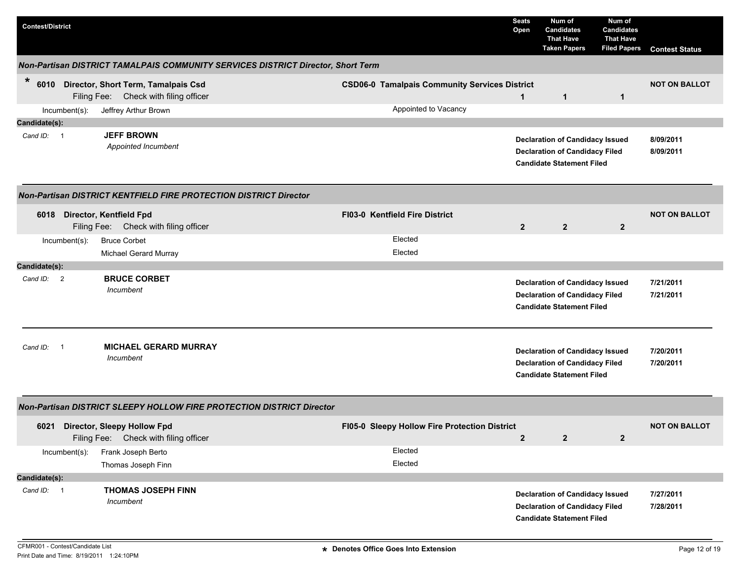| Contest/District | | Seats Open | Num of Candidates That Have Taken Papers | Num of Candidates That Have Filed Papers | Contest Status |
|---|---|---|---|---|---|

### Non-Partisan DISTRICT TAMALPAIS COMMUNITY SERVICES DISTRICT Director, Short Term

| | | Seats Open | Taken Papers | Filed Papers | Contest Status |
|---|---|---|---|---|---|
| * **6010 Director, Short Term, Tamalpais Csd** Filing Fee: Check with filing officer | **CSD06-0 Tamalpais Community Services District** | 1 | 1 | 1 | **NOT ON BALLOT** |

Incumbent(s): Jeffrey Arthur Brown — Appointed to Vacancy

**Candidate(s):**

| Cand ID | Candidate | Status | Date |
|---|---|---|---|
| 1 | **JEFF BROWN** *Appointed Incumbent* | **Declaration of Candidacy Issued** | 8/09/2011 |
| | | **Declaration of Candidacy Filed** | 8/09/2011 |
| | | **Candidate Statement Filed** | |

### Non-Partisan DISTRICT KENTFIELD FIRE PROTECTION DISTRICT Director

| | | Seats Open | Taken Papers | Filed Papers | Contest Status |
|---|---|---|---|---|---|
| **6018 Director, Kentfield Fpd** Filing Fee: Check with filing officer | **FI03-0 Kentfield Fire District** | 2 | 2 | 2 | **NOT ON BALLOT** |

Incumbent(s): Bruce Corbet — Elected; Michael Gerard Murray — Elected

**Candidate(s):**

| Cand ID | Candidate | Status | Date |
|---|---|---|---|
| 2 | **BRUCE CORBET** *Incumbent* | **Declaration of Candidacy Issued** | 7/21/2011 |
| | | **Declaration of Candidacy Filed** | 7/21/2011 |
| | | **Candidate Statement Filed** | |
| 1 | **MICHAEL GERARD MURRAY** *Incumbent* | **Declaration of Candidacy Issued** | 7/20/2011 |
| | | **Declaration of Candidacy Filed** | 7/20/2011 |
| | | **Candidate Statement Filed** | |

### Non-Partisan DISTRICT SLEEPY HOLLOW FIRE PROTECTION DISTRICT Director

| | | Seats Open | Taken Papers | Filed Papers | Contest Status |
|---|---|---|---|---|---|
| **6021 Director, Sleepy Hollow Fpd** Filing Fee: Check with filing officer | **FI05-0 Sleepy Hollow Fire Protection District** | 2 | 2 | 2 | **NOT ON BALLOT** |

Incumbent(s): Frank Joseph Berto — Elected; Thomas Joseph Finn — Elected

**Candidate(s):**

| Cand ID | Candidate | Status | Date |
|---|---|---|---|
| 1 | **THOMAS JOSEPH FINN** *Incumbent* | **Declaration of Candidacy Issued** | 7/27/2011 |
| | | **Declaration of Candidacy Filed** | 7/28/2011 |
| | | **Candidate Statement Filed** | |

CFMR001 - Contest/Candidate List
Print Date and Time: 8/19/2011 1:24:10PM

* Denotes Office Goes Into Extension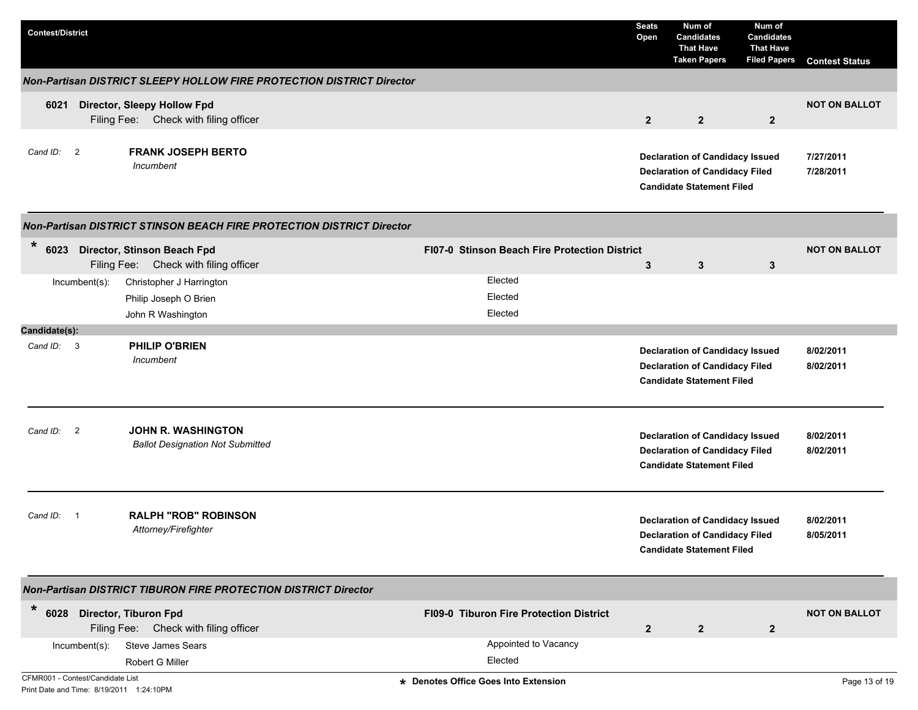| Contest/District | | Seats Open | Num of Candidates That Have Taken Papers | Num of Candidates That Have Filed Papers | Contest Status |
|---|---|---|---|---|---|

### *Non-Partisan DISTRICT SLEEPY HOLLOW FIRE PROTECTION DISTRICT Director*

**6021 Director, Sleepy Hollow Fpd**
Filing Fee: Check with filing officer

| Seats Open | Taken Papers | Filed Papers | Contest Status |
|---|---|---|---|
| 2 | 2 | 2 | NOT ON BALLOT |

Cand ID: 2 — **FRANK JOSEPH BERTO**
*Incumbent*

| | |
|---|---|
| **Declaration of Candidacy Issued** | **7/27/2011** |
| **Declaration of Candidacy Filed** | **7/28/2011** |
| **Candidate Statement Filed** | |

---

### *Non-Partisan DISTRICT STINSON BEACH FIRE PROTECTION DISTRICT Director*

\* **6023 Director, Stinson Beach Fpd** — **FI07-0 Stinson Beach Fire Protection District**
Filing Fee: Check with filing officer

| Seats Open | Taken Papers | Filed Papers | Contest Status |
|---|---|---|---|
| 3 | 3 | 3 | NOT ON BALLOT |

| Incumbent(s): | |
|---|---|
| Christopher J Harrington | Elected |
| Philip Joseph O Brien | Elected |
| John R Washington | Elected |

**Candidate(s):**

Cand ID: 3 — **PHILIP O'BRIEN**
*Incumbent*

| | |
|---|---|
| **Declaration of Candidacy Issued** | **8/02/2011** |
| **Declaration of Candidacy Filed** | **8/02/2011** |
| **Candidate Statement Filed** | |

---

Cand ID: 2 — **JOHN R. WASHINGTON**
*Ballot Designation Not Submitted*

| | |
|---|---|
| **Declaration of Candidacy Issued** | **8/02/2011** |
| **Declaration of Candidacy Filed** | **8/02/2011** |
| **Candidate Statement Filed** | |

---

Cand ID: 1 — **RALPH "ROB" ROBINSON**
*Attorney/Firefighter*

| | |
|---|---|
| **Declaration of Candidacy Issued** | **8/02/2011** |
| **Declaration of Candidacy Filed** | **8/05/2011** |
| **Candidate Statement Filed** | |

---

### *Non-Partisan DISTRICT TIBURON FIRE PROTECTION DISTRICT Director*

\* **6028 Director, Tiburon Fpd** — **FI09-0 Tiburon Fire Protection District**
Filing Fee: Check with filing officer

| Seats Open | Taken Papers | Filed Papers | Contest Status |
|---|---|---|---|
| 2 | 2 | 2 | NOT ON BALLOT |

| Incumbent(s): | |
|---|---|
| Steve James Sears | Appointed to Vacancy |
| Robert G Miller | Elected |

\* Denotes Office Goes Into Extension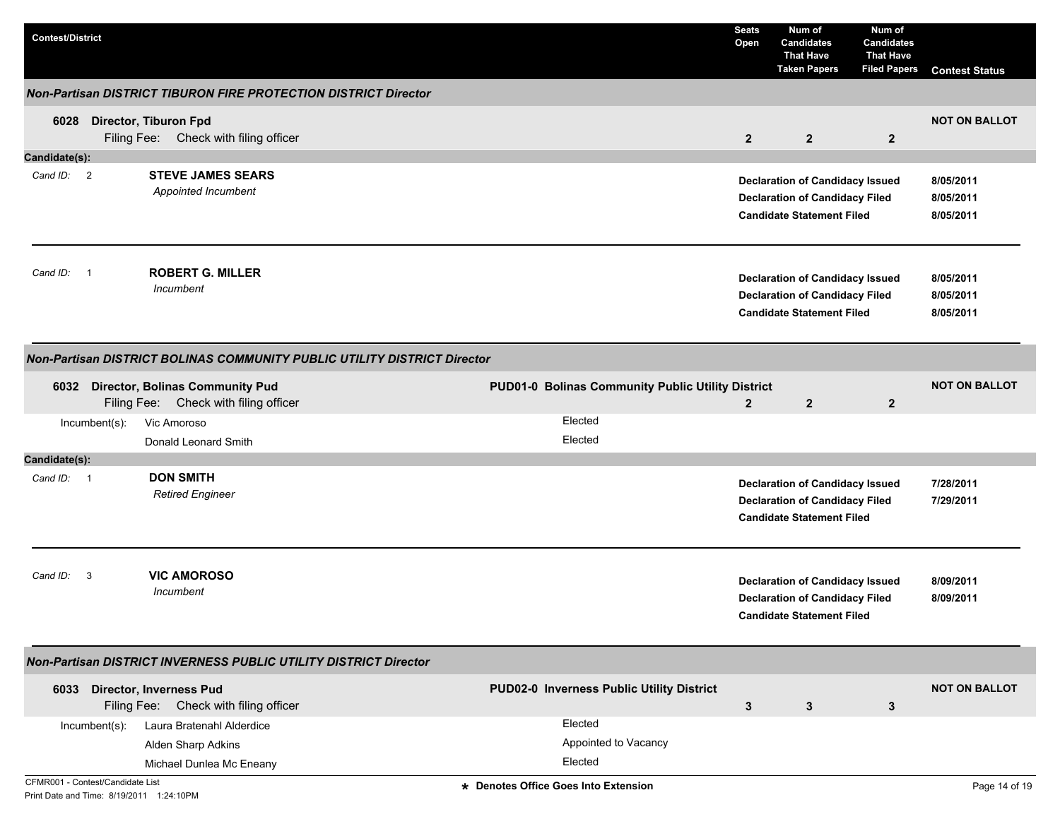| Contest/District | Seats Open | Num of Candidates That Have Taken Papers | Num of Candidates That Have Filed Papers | Contest Status |
|---|---|---|---|---|

### Non-Partisan DISTRICT TIBURON FIRE PROTECTION DISTRICT Director

| Contest | Seats Open | Taken Papers | Filed Papers | Contest Status |
|---|---|---|---|---|
| **6028 Director, Tiburon Fpd** Filing Fee: Check with filing officer | 2 | 2 | 2 | NOT ON BALLOT |

**Candidate(s):**

| Cand ID | Candidate | Status | Date |
|---|---|---|---|
| 2 | **STEVE JAMES SEARS** *Appointed Incumbent* | Declaration of Candidacy Issued | 8/05/2011 |
| | | Declaration of Candidacy Filed | 8/05/2011 |
| | | Candidate Statement Filed | 8/05/2011 |
| 1 | **ROBERT G. MILLER** *Incumbent* | Declaration of Candidacy Issued | 8/05/2011 |
| | | Declaration of Candidacy Filed | 8/05/2011 |
| | | Candidate Statement Filed | 8/05/2011 |

### Non-Partisan DISTRICT BOLINAS COMMUNITY PUBLIC UTILITY DISTRICT Director

| Contest | District | Seats Open | Taken Papers | Filed Papers | Contest Status |
|---|---|---|---|---|---|
| **6032 Director, Bolinas Community Pud** Filing Fee: Check with filing officer | PUD01-0 Bolinas Community Public Utility District | 2 | 2 | 2 | NOT ON BALLOT |

| Incumbent(s) | |
|---|---|
| Vic Amoroso | Elected |
| Donald Leonard Smith | Elected |

**Candidate(s):**

| Cand ID | Candidate | Status | Date |
|---|---|---|---|
| 1 | **DON SMITH** *Retired Engineer* | Declaration of Candidacy Issued | 7/28/2011 |
| | | Declaration of Candidacy Filed | 7/29/2011 |
| | | Candidate Statement Filed | |
| 3 | **VIC AMOROSO** *Incumbent* | Declaration of Candidacy Issued | 8/09/2011 |
| | | Declaration of Candidacy Filed | 8/09/2011 |
| | | Candidate Statement Filed | |

### Non-Partisan DISTRICT INVERNESS PUBLIC UTILITY DISTRICT Director

| Contest | District | Seats Open | Taken Papers | Filed Papers | Contest Status |
|---|---|---|---|---|---|
| **6033 Director, Inverness Pud** Filing Fee: Check with filing officer | PUD02-0 Inverness Public Utility District | 3 | 3 | 3 | NOT ON BALLOT |

| Incumbent(s) | |
|---|---|
| Laura Bratenahl Alderdice | Elected |
| Alden Sharp Adkins | Appointed to Vacancy |
| Michael Dunlea Mc Eneany | Elected |

* Denotes Office Goes Into Extension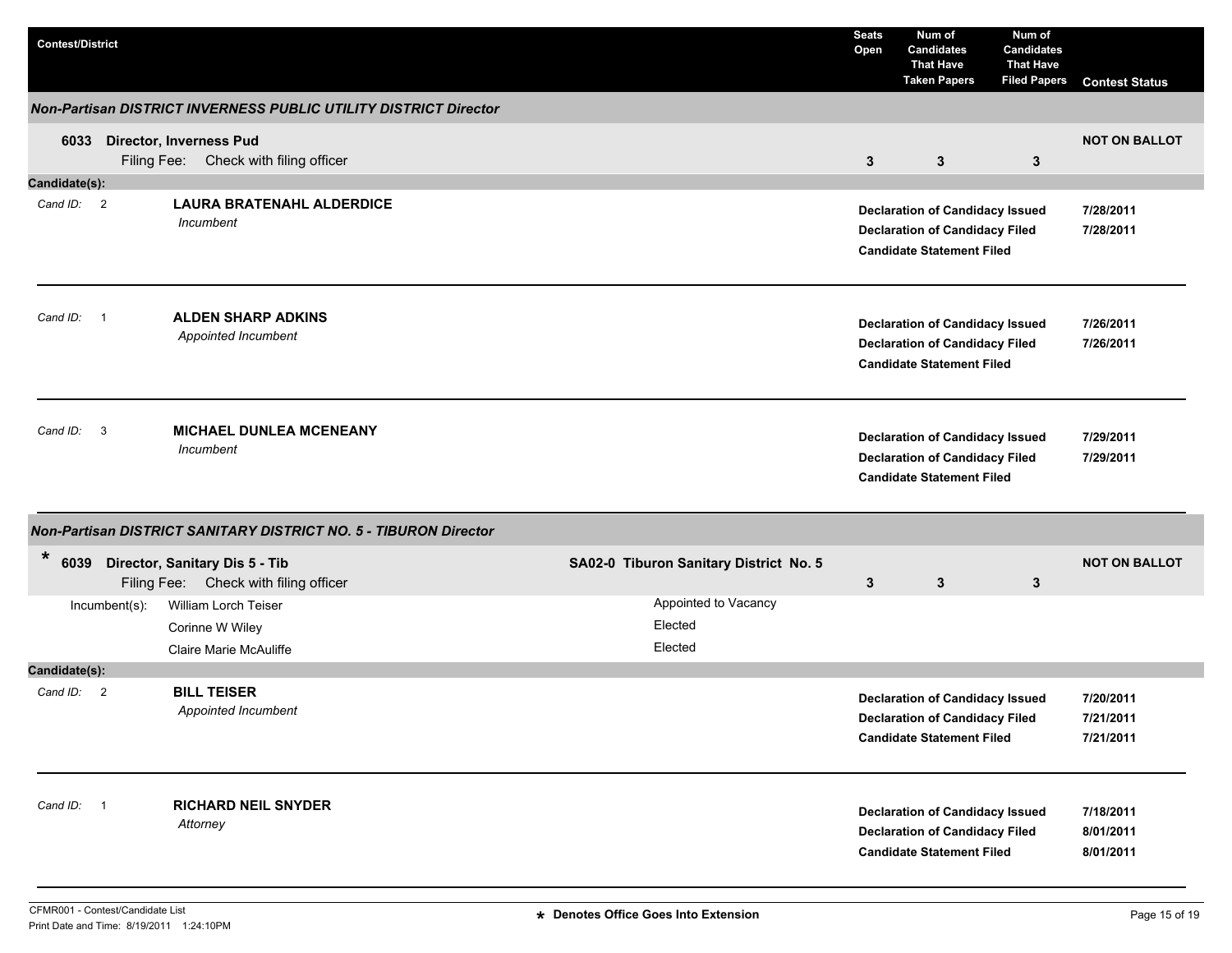| Contest/District | Seats Open | Num of Candidates That Have Taken Papers | Num of Candidates That Have Filed Papers | Contest Status |
|---|---|---|---|---|

### Non-Partisan DISTRICT INVERNESS PUBLIC UTILITY DISTRICT Director

| Contest/District | Seats Open | Num of Candidates That Have Taken Papers | Num of Candidates That Have Filed Papers | Contest Status |
|---|---|---|---|---|
| **6033 Director, Inverness Pud** Filing Fee: Check with filing officer | 3 | 3 | 3 | NOT ON BALLOT |

**Candidate(s):**

| Cand ID | Candidate | Status | Date |
|---|---|---|---|
| 2 | **LAURA BRATENAHL ALDERDICE** *Incumbent* | Declaration of Candidacy Issued | 7/28/2011 |
| | | Declaration of Candidacy Filed | 7/28/2011 |
| | | Candidate Statement Filed | |
| 1 | **ALDEN SHARP ADKINS** *Appointed Incumbent* | Declaration of Candidacy Issued | 7/26/2011 |
| | | Declaration of Candidacy Filed | 7/26/2011 |
| | | Candidate Statement Filed | |
| 3 | **MICHAEL DUNLEA MCENEANY** *Incumbent* | Declaration of Candidacy Issued | 7/29/2011 |
| | | Declaration of Candidacy Filed | 7/29/2011 |
| | | Candidate Statement Filed | |

### Non-Partisan DISTRICT SANITARY DISTRICT NO. 5 - TIBURON Director

| Contest/District | District | Seats Open | Num of Candidates That Have Taken Papers | Num of Candidates That Have Filed Papers | Contest Status |
|---|---|---|---|---|---|
| * **6039 Director, Sanitary Dis 5 - Tib** Filing Fee: Check with filing officer | SA02-0 Tiburon Sanitary District No. 5 | 3 | 3 | 3 | NOT ON BALLOT |

**Incumbent(s):**

| Incumbent | Status |
|---|---|
| William Lorch Teiser | Appointed to Vacancy |
| Corinne W Wiley | Elected |
| Claire Marie McAuliffe | Elected |

**Candidate(s):**

| Cand ID | Candidate | Status | Date |
|---|---|---|---|
| 2 | **BILL TEISER** *Appointed Incumbent* | Declaration of Candidacy Issued | 7/20/2011 |
| | | Declaration of Candidacy Filed | 7/21/2011 |
| | | Candidate Statement Filed | 7/21/2011 |
| 1 | **RICHARD NEIL SNYDER** *Attorney* | Declaration of Candidacy Issued | 7/18/2011 |
| | | Declaration of Candidacy Filed | 8/01/2011 |
| | | Candidate Statement Filed | 8/01/2011 |

CFMR001 - Contest/Candidate List
Print Date and Time: 8/19/2011 1:24:10PM

* Denotes Office Goes Into Extension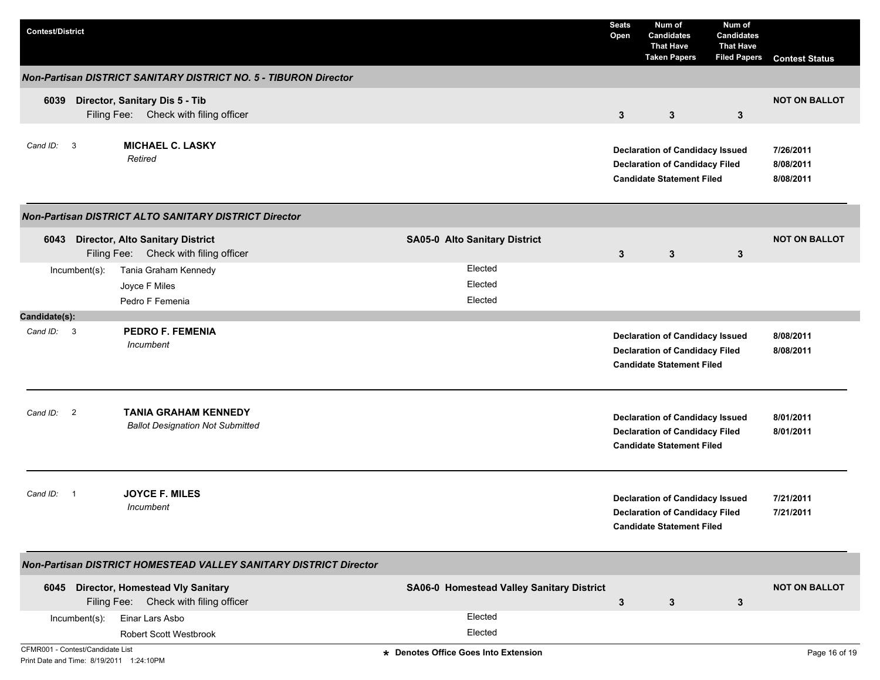| Contest/District | | Seats Open | Num of Candidates That Have Taken Papers | Num of Candidates That Have Filed Papers | Contest Status |
|---|---|---|---|---|---|

### *Non-Partisan DISTRICT SANITARY DISTRICT NO. 5 - TIBURON Director*

**6039 Director, Sanitary Dis 5 - Tib**
Filing Fee: Check with filing officer

| Seats Open | Num of Candidates That Have Taken Papers | Num of Candidates That Have Filed Papers | Contest Status |
|---|---|---|---|
| 3 | 3 | 3 | NOT ON BALLOT |

*Cand ID:* 3 — **MICHAEL C. LASKY**
*Retired*

| | |
|---|---|
| **Declaration of Candidacy Issued** | 7/26/2011 |
| **Declaration of Candidacy Filed** | 8/08/2011 |
| **Candidate Statement Filed** | 8/08/2011 |

### *Non-Partisan DISTRICT ALTO SANITARY DISTRICT Director*

**6043 Director, Alto Sanitary District** — **SA05-0 Alto Sanitary District**
Filing Fee: Check with filing officer

| Seats Open | Num of Candidates That Have Taken Papers | Num of Candidates That Have Filed Papers | Contest Status |
|---|---|---|---|
| 3 | 3 | 3 | NOT ON BALLOT |

| Incumbent(s): | |
|---|---|
| Tania Graham Kennedy | Elected |
| Joyce F Miles | Elected |
| Pedro F Femenia | Elected |

**Candidate(s):**

*Cand ID:* 3 — **PEDRO F. FEMENIA**
*Incumbent*

| | |
|---|---|
| **Declaration of Candidacy Issued** | 8/08/2011 |
| **Declaration of Candidacy Filed** | 8/08/2011 |
| **Candidate Statement Filed** | |

*Cand ID:* 2 — **TANIA GRAHAM KENNEDY**
*Ballot Designation Not Submitted*

| | |
|---|---|
| **Declaration of Candidacy Issued** | 8/01/2011 |
| **Declaration of Candidacy Filed** | 8/01/2011 |
| **Candidate Statement Filed** | |

*Cand ID:* 1 — **JOYCE F. MILES**
*Incumbent*

| | |
|---|---|
| **Declaration of Candidacy Issued** | 7/21/2011 |
| **Declaration of Candidacy Filed** | 7/21/2011 |
| **Candidate Statement Filed** | |

### *Non-Partisan DISTRICT HOMESTEAD VALLEY SANITARY DISTRICT Director*

**6045 Director, Homestead Vly Sanitary** — **SA06-0 Homestead Valley Sanitary District**
Filing Fee: Check with filing officer

| Seats Open | Num of Candidates That Have Taken Papers | Num of Candidates That Have Filed Papers | Contest Status |
|---|---|---|---|
| 3 | 3 | 3 | NOT ON BALLOT |

| Incumbent(s): | |
|---|---|
| Einar Lars Asbo | Elected |
| Robert Scott Westbrook | Elected |

CFMR001 - Contest/Candidate List
Print Date and Time: 8/19/2011 1:24:10PM

* Denotes Office Goes Into Extension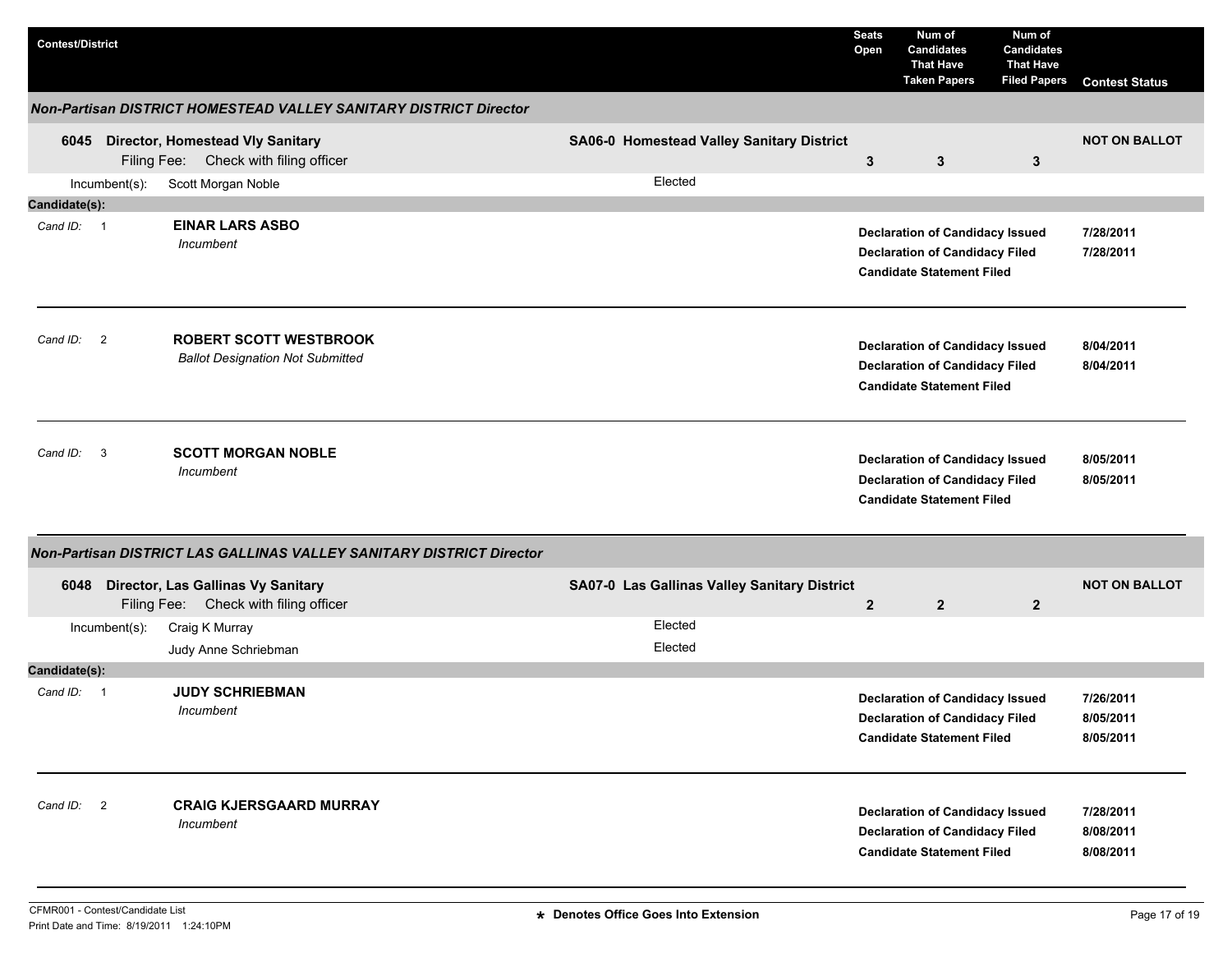| Contest/District | | Seats Open | Num of Candidates That Have Taken Papers | Num of Candidates That Have Filed Papers | Contest Status |
|---|---|---|---|---|---|

### *Non-Partisan DISTRICT HOMESTEAD VALLEY SANITARY DISTRICT Director*

| Contest/District | | Seats Open | Num of Candidates That Have Taken Papers | Num of Candidates That Have Filed Papers | Contest Status |
|---|---|---|---|---|---|
| **6045 Director, Homestead Vly Sanitary** Filing Fee: Check with filing officer | **SA06-0 Homestead Valley Sanitary District** | **3** | **3** | **3** | **NOT ON BALLOT** |

Incumbent(s): Scott Morgan Noble — Elected

**Candidate(s):**

| Cand ID | Candidate | Status | Date |
|---|---|---|---|
| 1 | **EINAR LARS ASBO** *Incumbent* | **Declaration of Candidacy Issued** | **7/28/2011** |
| | | **Declaration of Candidacy Filed** | **7/28/2011** |
| | | **Candidate Statement Filed** | |
| 2 | **ROBERT SCOTT WESTBROOK** *Ballot Designation Not Submitted* | **Declaration of Candidacy Issued** | **8/04/2011** |
| | | **Declaration of Candidacy Filed** | **8/04/2011** |
| | | **Candidate Statement Filed** | |
| 3 | **SCOTT MORGAN NOBLE** *Incumbent* | **Declaration of Candidacy Issued** | **8/05/2011** |
| | | **Declaration of Candidacy Filed** | **8/05/2011** |
| | | **Candidate Statement Filed** | |

### *Non-Partisan DISTRICT LAS GALLINAS VALLEY SANITARY DISTRICT Director*

| Contest/District | | Seats Open | Num of Candidates That Have Taken Papers | Num of Candidates That Have Filed Papers | Contest Status |
|---|---|---|---|---|---|
| **6048 Director, Las Gallinas Vy Sanitary** Filing Fee: Check with filing officer | **SA07-0 Las Gallinas Valley Sanitary District** | **2** | **2** | **2** | **NOT ON BALLOT** |

Incumbent(s): Craig K Murray — Elected
Judy Anne Schriebman — Elected

**Candidate(s):**

| Cand ID | Candidate | Status | Date |
|---|---|---|---|
| 1 | **JUDY SCHRIEBMAN** *Incumbent* | **Declaration of Candidacy Issued** | **7/26/2011** |
| | | **Declaration of Candidacy Filed** | **8/05/2011** |
| | | **Candidate Statement Filed** | **8/05/2011** |
| 2 | **CRAIG KJERSGAARD MURRAY** *Incumbent* | **Declaration of Candidacy Issued** | **7/28/2011** |
| | | **Declaration of Candidacy Filed** | **8/08/2011** |
| | | **Candidate Statement Filed** | **8/08/2011** |

CFMR001 - Contest/Candidate List
Print Date and Time: 8/19/2011 1:24:10PM

**\* Denotes Office Goes Into Extension**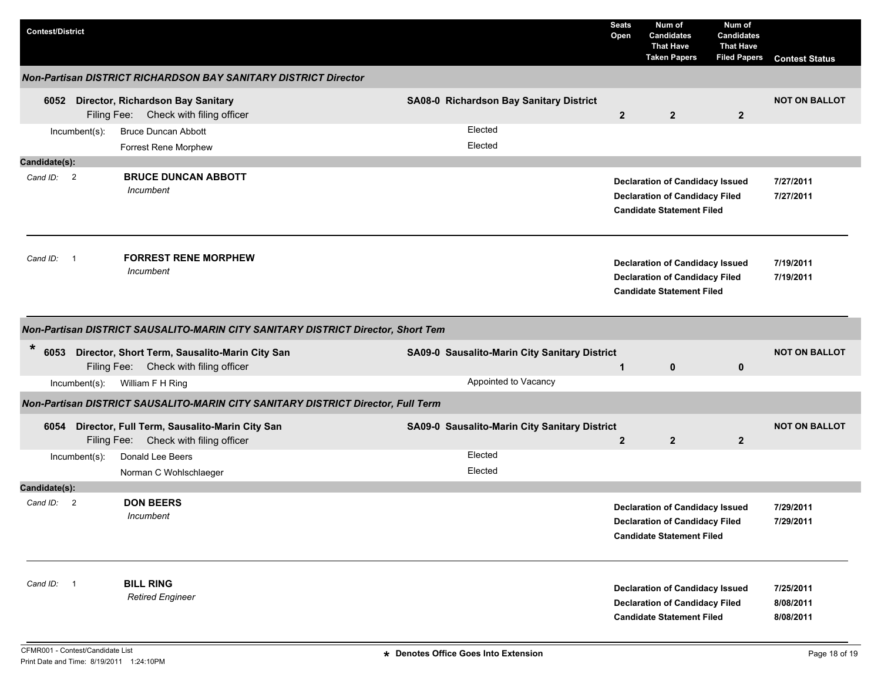| Contest/District | | Seats Open | Num of Candidates That Have Taken Papers | Num of Candidates That Have Filed Papers | Contest Status |
|---|---|---|---|---|---|

### Non-Partisan DISTRICT RICHARDSON BAY SANITARY DISTRICT Director

| | | Seats Open | Taken Papers | Filed Papers | Contest Status |
|---|---|---|---|---|---|
| **6052 Director, Richardson Bay Sanitary** Filing Fee: Check with filing officer | **SA08-0 Richardson Bay Sanitary District** | **2** | **2** | **2** | **NOT ON BALLOT** |

Incumbent(s):
- Bruce Duncan Abbott — Elected
- Forrest Rene Morphew — Elected

**Candidate(s):**

| Cand ID | Candidate | Status | Date |
|---|---|---|---|
| 2 | **BRUCE DUNCAN ABBOTT** *Incumbent* | **Declaration of Candidacy Issued** | **7/27/2011** |
| | | **Declaration of Candidacy Filed** | **7/27/2011** |
| | | **Candidate Statement Filed** | |
| 1 | **FORREST RENE MORPHEW** *Incumbent* | **Declaration of Candidacy Issued** | **7/19/2011** |
| | | **Declaration of Candidacy Filed** | **7/19/2011** |
| | | **Candidate Statement Filed** | |

### Non-Partisan DISTRICT SAUSALITO-MARIN CITY SANITARY DISTRICT Director, Short Tem

| | | Seats Open | Taken Papers | Filed Papers | Contest Status |
|---|---|---|---|---|---|
| * **6053 Director, Short Term, Sausalito-Marin City San** Filing Fee: Check with filing officer | **SA09-0 Sausalito-Marin City Sanitary District** | **1** | **0** | **0** | **NOT ON BALLOT** |

Incumbent(s):
- William F H Ring — Appointed to Vacancy

### Non-Partisan DISTRICT SAUSALITO-MARIN CITY SANITARY DISTRICT Director, Full Term

| | | Seats Open | Taken Papers | Filed Papers | Contest Status |
|---|---|---|---|---|---|
| **6054 Director, Full Term, Sausalito-Marin City San** Filing Fee: Check with filing officer | **SA09-0 Sausalito-Marin City Sanitary District** | **2** | **2** | **2** | **NOT ON BALLOT** |

Incumbent(s):
- Donald Lee Beers — Elected
- Norman C Wohlschlaeger — Elected

**Candidate(s):**

| Cand ID | Candidate | Status | Date |
|---|---|---|---|
| 2 | **DON BEERS** *Incumbent* | **Declaration of Candidacy Issued** | **7/29/2011** |
| | | **Declaration of Candidacy Filed** | **7/29/2011** |
| | | **Candidate Statement Filed** | |
| 1 | **BILL RING** *Retired Engineer* | **Declaration of Candidacy Issued** | **7/25/2011** |
| | | **Declaration of Candidacy Filed** | **8/08/2011** |
| | | **Candidate Statement Filed** | **8/08/2011** |

CFMR001 - Contest/Candidate List
Print Date and Time: 8/19/2011 1:24:10PM

**\* Denotes Office Goes Into Extension**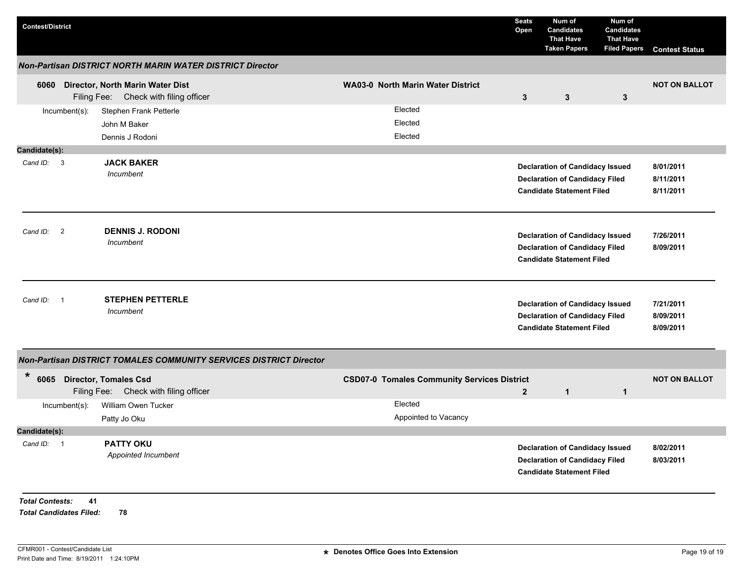| Contest/District | | Seats Open | Num of Candidates That Have Taken Papers | Num of Candidates That Have Filed Papers | Contest Status |
|---|---|---|---|---|---|

***Non-Partisan DISTRICT NORTH MARIN WATER DISTRICT Director***

| Contest/District | | Seats Open | Num of Candidates That Have Taken Papers | Num of Candidates That Have Filed Papers | Contest Status |
|---|---|---|---|---|---|
| **6060 Director, North Marin Water Dist** Filing Fee: Check with filing officer | **WA03-0 North Marin Water District** | **3** | **3** | **3** | **NOT ON BALLOT** |

| Incumbent(s): | | |
|---|---|---|
| | Stephen Frank Petterle | Elected |
| | John M Baker | Elected |
| | Dennis J Rodoni | Elected |

**Candidate(s):**

| Cand ID | Candidate | Event | Date |
|---|---|---|---|
| 3 | **JACK BAKER** *Incumbent* | **Declaration of Candidacy Issued** | **8/01/2011** |
| | | **Declaration of Candidacy Filed** | **8/11/2011** |
| | | **Candidate Statement Filed** | **8/11/2011** |
| 2 | **DENNIS J. RODONI** *Incumbent* | **Declaration of Candidacy Issued** | **7/26/2011** |
| | | **Declaration of Candidacy Filed** | **8/09/2011** |
| | | **Candidate Statement Filed** | |
| 1 | **STEPHEN PETTERLE** *Incumbent* | **Declaration of Candidacy Issued** | **7/21/2011** |
| | | **Declaration of Candidacy Filed** | **8/09/2011** |
| | | **Candidate Statement Filed** | **8/09/2011** |

***Non-Partisan DISTRICT TOMALES COMMUNITY SERVICES DISTRICT Director***

| Contest/District | | Seats Open | Num of Candidates That Have Taken Papers | Num of Candidates That Have Filed Papers | Contest Status |
|---|---|---|---|---|---|
| * **6065 Director, Tomales Csd** Filing Fee: Check with filing officer | **CSD07-0 Tomales Community Services District** | **2** | **1** | **1** | **NOT ON BALLOT** |

| Incumbent(s): | | |
|---|---|---|
| | William Owen Tucker | Elected |
| | Patty Jo Oku | Appointed to Vacancy |

**Candidate(s):**

| Cand ID | Candidate | Event | Date |
|---|---|---|---|
| 1 | **PATTY OKU** *Appointed Incumbent* | **Declaration of Candidacy Issued** | **8/02/2011** |
| | | **Declaration of Candidacy Filed** | **8/03/2011** |
| | | **Candidate Statement Filed** | |

***Total Contests:*** **41**

***Total Candidates Filed:*** **78**

CFMR001 - Contest/Candidate List
Print Date and Time: 8/19/2011 1:24:10PM

**\* Denotes Office Goes Into Extension**